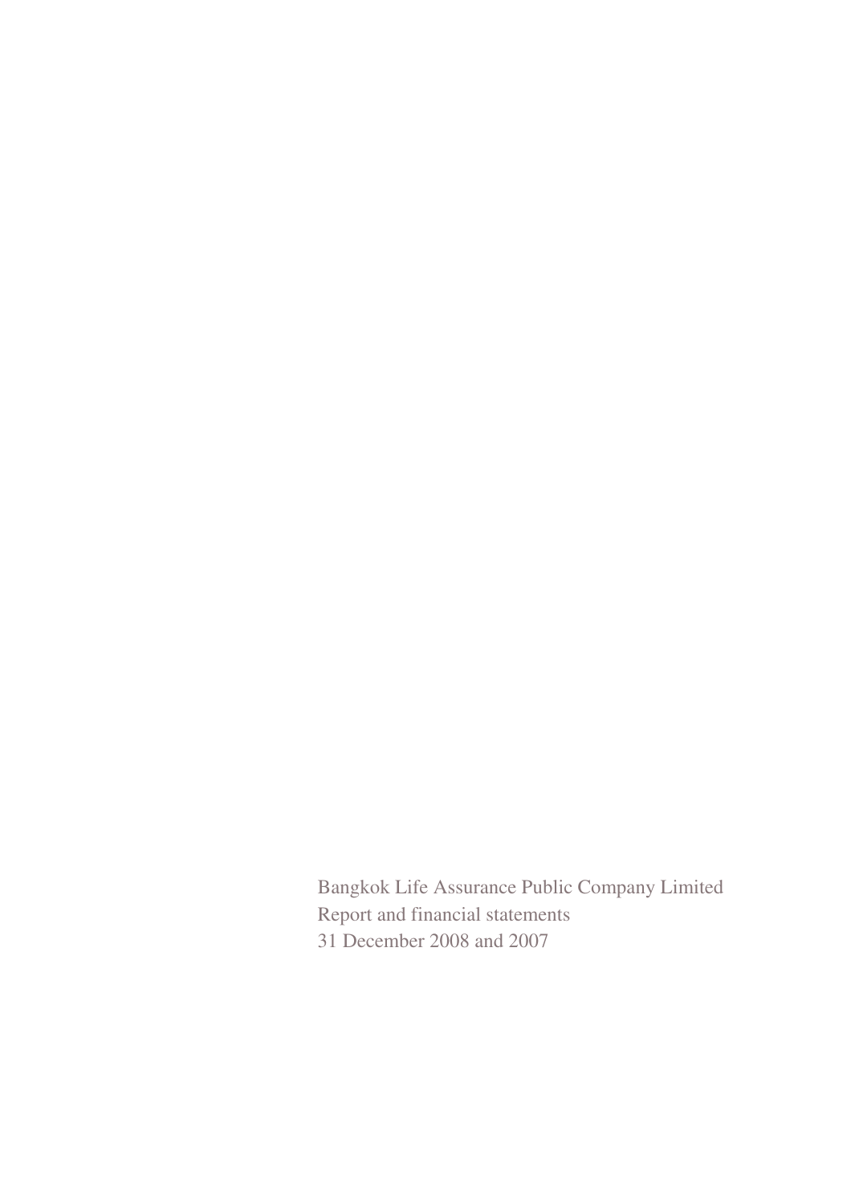Bangkok Life Assurance Public Company Limited

Report and financial statements

31 December 2008 and 2007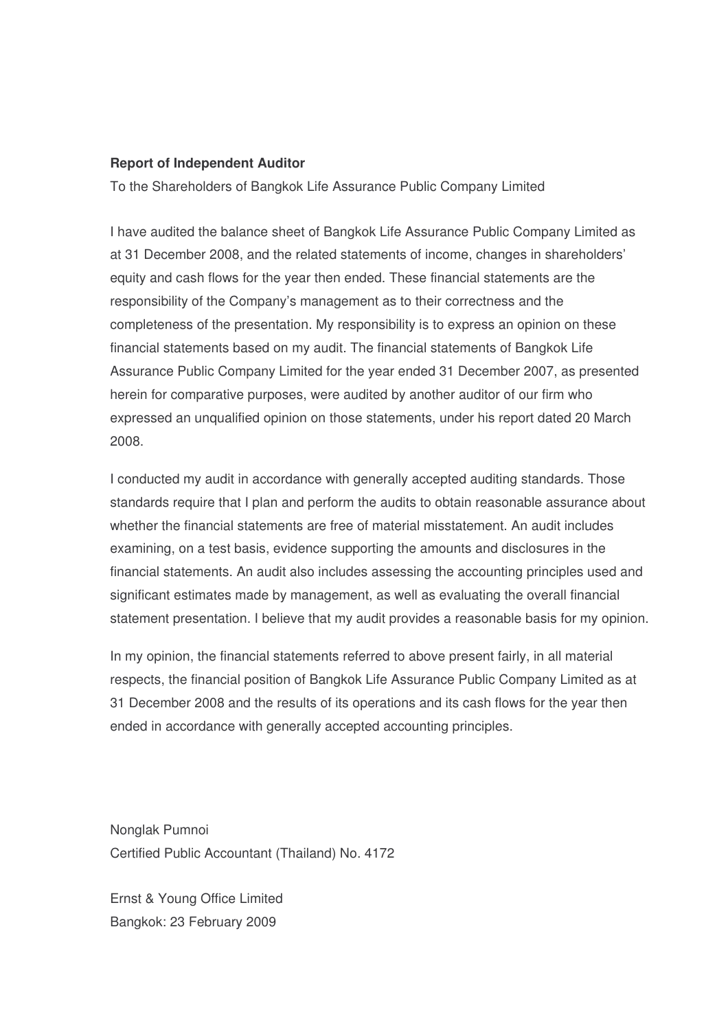**Report of Independent Auditor**

To the Shareholders of Bangkok Life Assurance Public Company Limited

I have audited the balance sheet of Bangkok Life Assurance Public Company Limited as at 31 December 2008, and the related statements of income, changes in shareholders' equity and cash flows for the year then ended. These financial statements are the responsibility of the Company's management as to their correctness and the completeness of the presentation. My responsibility is to express an opinion on these financial statements based on my audit. The financial statements of Bangkok Life Assurance Public Company Limited for the year ended 31 December 2007, as presented herein for comparative purposes, were audited by another auditor of our firm who expressed an unqualified opinion on those statements, under his report dated 20 March 2008.

I conducted my audit in accordance with generally accepted auditing standards. Those standards require that I plan and perform the audits to obtain reasonable assurance about whether the financial statements are free of material misstatement. An audit includes examining, on a test basis, evidence supporting the amounts and disclosures in the financial statements. An audit also includes assessing the accounting principles used and significant estimates made by management, as well as evaluating the overall financial statement presentation. I believe that my audit provides a reasonable basis for my opinion.

In my opinion, the financial statements referred to above present fairly, in all material respects, the financial position of Bangkok Life Assurance Public Company Limited as at 31 December 2008 and the results of its operations and its cash flows for the year then ended in accordance with generally accepted accounting principles.

Nonglak Pumnoi
Certified Public Accountant (Thailand) No. 4172

Ernst & Young Office Limited
Bangkok: 23 February 2009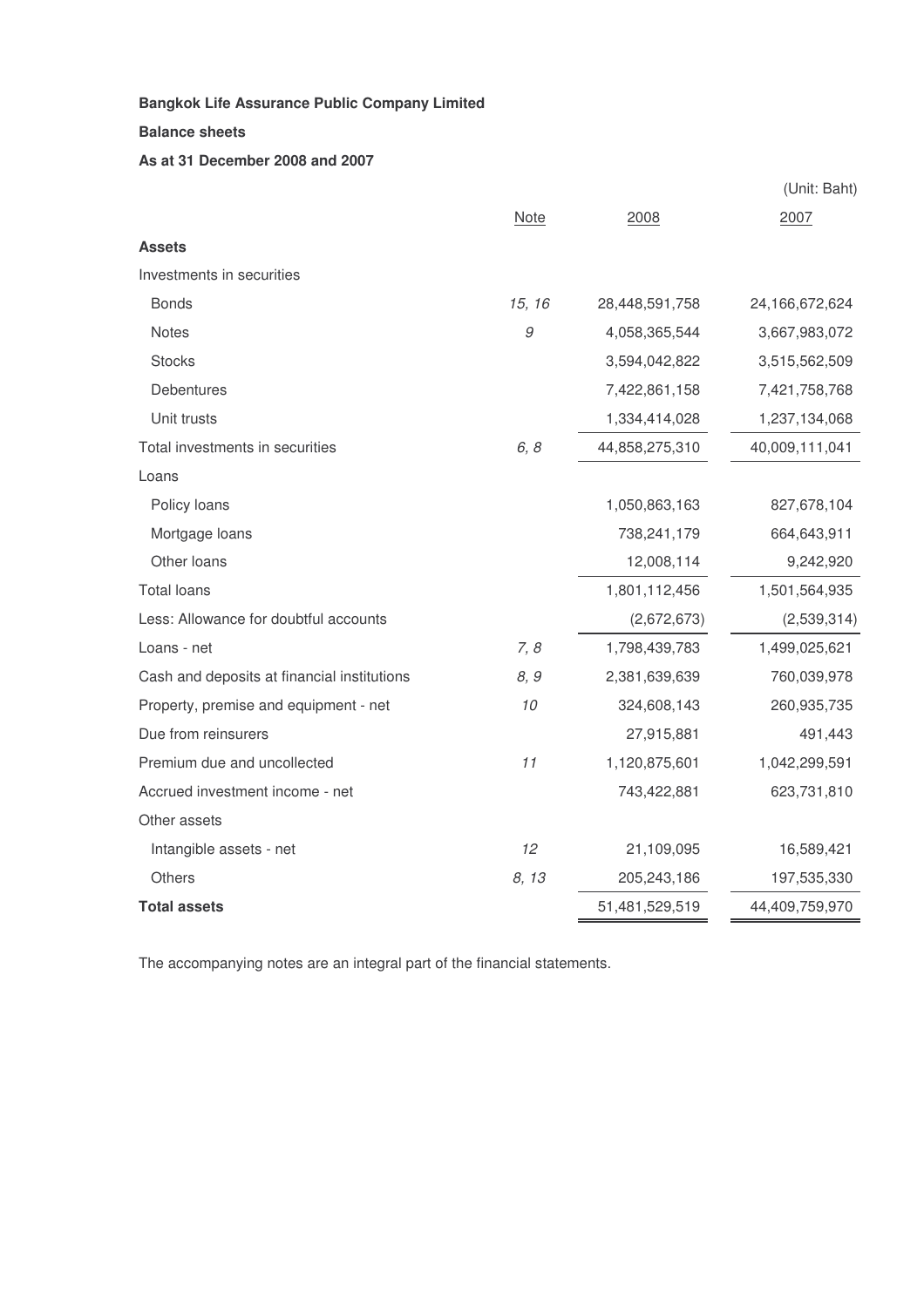**Bangkok Life Assurance Public Company Limited**

**Balance sheets**

**As at 31 December 2008 and 2007**

(Unit: Baht)

| | Note | 2008 | 2007 |
|---|---|---|---|
| **Assets** | | | |
| Investments in securities | | | |
| Bonds | *15, 16* | 28,448,591,758 | 24,166,672,624 |
| Notes | *9* | 4,058,365,544 | 3,667,983,072 |
| Stocks | | 3,594,042,822 | 3,515,562,509 |
| Debentures | | 7,422,861,158 | 7,421,758,768 |
| Unit trusts | | 1,334,414,028 | 1,237,134,068 |
| Total investments in securities | *6, 8* | 44,858,275,310 | 40,009,111,041 |
| Loans | | | |
| Policy loans | | 1,050,863,163 | 827,678,104 |
| Mortgage loans | | 738,241,179 | 664,643,911 |
| Other loans | | 12,008,114 | 9,242,920 |
| Total loans | | 1,801,112,456 | 1,501,564,935 |
| Less: Allowance for doubtful accounts | | (2,672,673) | (2,539,314) |
| Loans - net | *7, 8* | 1,798,439,783 | 1,499,025,621 |
| Cash and deposits at financial institutions | *8, 9* | 2,381,639,639 | 760,039,978 |
| Property, premise and equipment - net | *10* | 324,608,143 | 260,935,735 |
| Due from reinsurers | | 27,915,881 | 491,443 |
| Premium due and uncollected | *11* | 1,120,875,601 | 1,042,299,591 |
| Accrued investment income - net | | 743,422,881 | 623,731,810 |
| Other assets | | | |
| Intangible assets - net | *12* | 21,109,095 | 16,589,421 |
| Others | *8, 13* | 205,243,186 | 197,535,330 |
| **Total assets** | | 51,481,529,519 | 44,409,759,970 |

The accompanying notes are an integral part of the financial statements.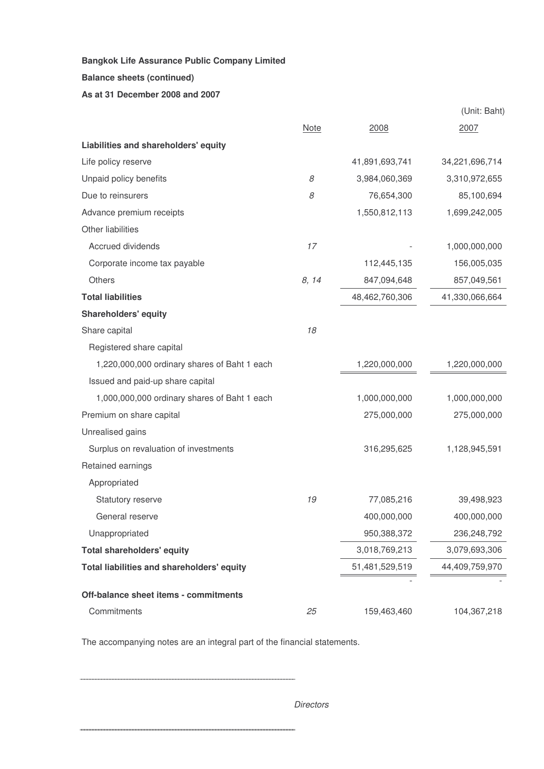**Bangkok Life Assurance Public Company Limited**

**Balance sheets (continued)**

**As at 31 December 2008 and 2007**

(Unit: Baht)

| | Note | 2008 | 2007 |
|---|---|---|---|
| **Liabilities and shareholders' equity** | | | |
| Life policy reserve | | 41,891,693,741 | 34,221,696,714 |
| Unpaid policy benefits | *8* | 3,984,060,369 | 3,310,972,655 |
| Due to reinsurers | *8* | 76,654,300 | 85,100,694 |
| Advance premium receipts | | 1,550,812,113 | 1,699,242,005 |
| Other liabilities | | | |
| Accrued dividends | *17* | - | 1,000,000,000 |
| Corporate income tax payable | | 112,445,135 | 156,005,035 |
| Others | *8, 14* | 847,094,648 | 857,049,561 |
| **Total liabilities** | | 48,462,760,306 | 41,330,066,664 |
| **Shareholders' equity** | | | |
| Share capital | *18* | | |
| Registered share capital | | | |
| 1,220,000,000 ordinary shares of Baht 1 each | | 1,220,000,000 | 1,220,000,000 |
| Issued and paid-up share capital | | | |
| 1,000,000,000 ordinary shares of Baht 1 each | | 1,000,000,000 | 1,000,000,000 |
| Premium on share capital | | 275,000,000 | 275,000,000 |
| Unrealised gains | | | |
| Surplus on revaluation of investments | | 316,295,625 | 1,128,945,591 |
| Retained earnings | | | |
| Appropriated | | | |
| Statutory reserve | *19* | 77,085,216 | 39,498,923 |
| General reserve | | 400,000,000 | 400,000,000 |
| Unappropriated | | 950,388,372 | 236,248,792 |
| **Total shareholders' equity** | | 3,018,769,213 | 3,079,693,306 |
| **Total liabilities and shareholders' equity** | | 51,481,529,519 | 44,409,759,970 |
| | | - | - |
| **Off-balance sheet items - commitments** | | | |
| Commitments | *25* | 159,463,460 | 104,367,218 |

The accompanying notes are an integral part of the financial statements.

*Directors*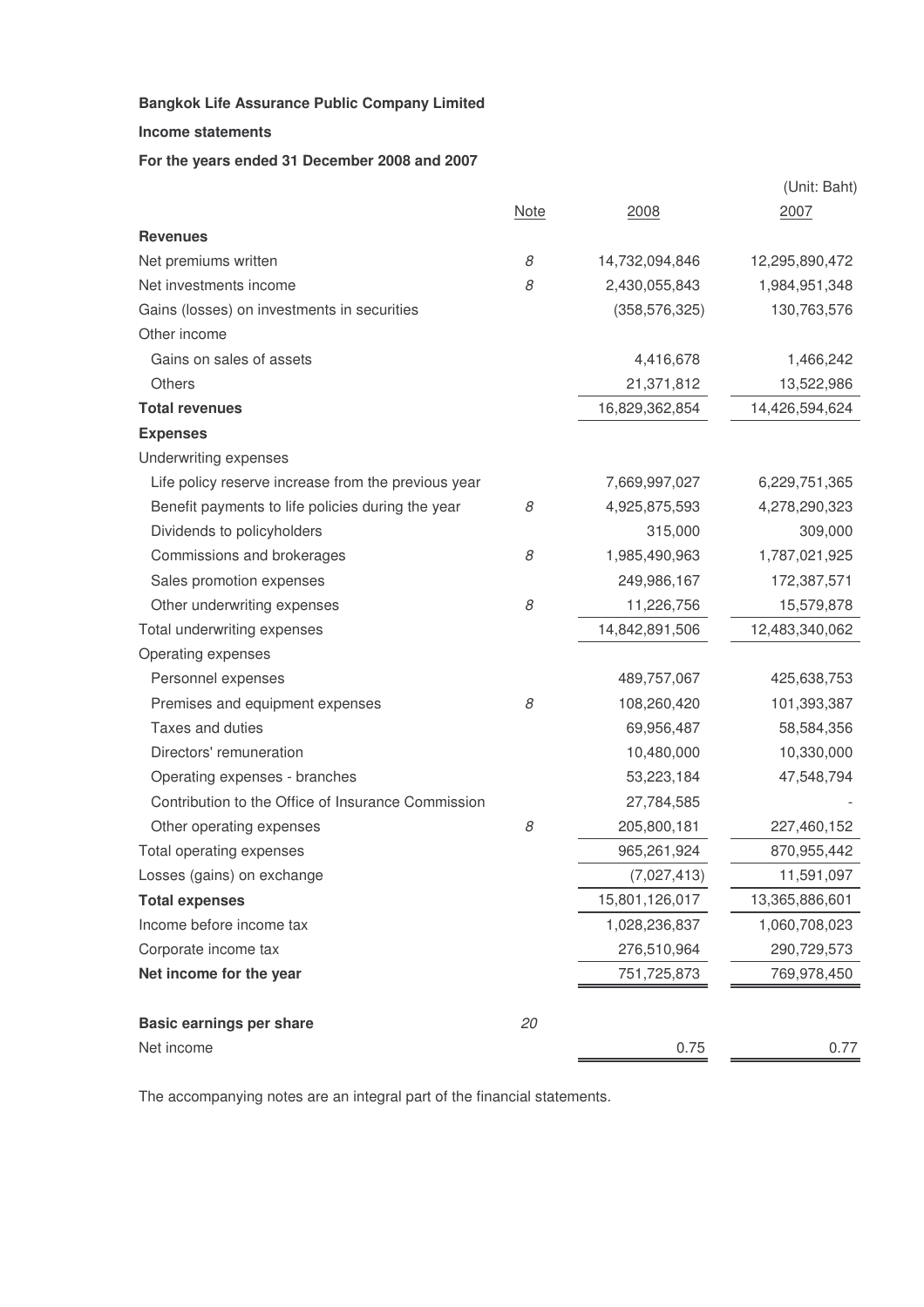**Bangkok Life Assurance Public Company Limited**

**Income statements**

**For the years ended 31 December 2008 and 2007**

(Unit: Baht)

| | Note | 2008 | 2007 |
|---|---|---|---|
| **Revenues** | | | |
| Net premiums written | *8* | 14,732,094,846 | 12,295,890,472 |
| Net investments income | *8* | 2,430,055,843 | 1,984,951,348 |
| Gains (losses) on investments in securities | | (358,576,325) | 130,763,576 |
| Other income | | | |
| Gains on sales of assets | | 4,416,678 | 1,466,242 |
| Others | | 21,371,812 | 13,522,986 |
| **Total revenues** | | 16,829,362,854 | 14,426,594,624 |
| **Expenses** | | | |
| Underwriting expenses | | | |
| Life policy reserve increase from the previous year | | 7,669,997,027 | 6,229,751,365 |
| Benefit payments to life policies during the year | *8* | 4,925,875,593 | 4,278,290,323 |
| Dividends to policyholders | | 315,000 | 309,000 |
| Commissions and brokerages | *8* | 1,985,490,963 | 1,787,021,925 |
| Sales promotion expenses | | 249,986,167 | 172,387,571 |
| Other underwriting expenses | *8* | 11,226,756 | 15,579,878 |
| Total underwriting expenses | | 14,842,891,506 | 12,483,340,062 |
| Operating expenses | | | |
| Personnel expenses | | 489,757,067 | 425,638,753 |
| Premises and equipment expenses | *8* | 108,260,420 | 101,393,387 |
| Taxes and duties | | 69,956,487 | 58,584,356 |
| Directors' remuneration | | 10,480,000 | 10,330,000 |
| Operating expenses - branches | | 53,223,184 | 47,548,794 |
| Contribution to the Office of Insurance Commission | | 27,784,585 | - |
| Other operating expenses | *8* | 205,800,181 | 227,460,152 |
| Total operating expenses | | 965,261,924 | 870,955,442 |
| Losses (gains) on exchange | | (7,027,413) | 11,591,097 |
| **Total expenses** | | 15,801,126,017 | 13,365,886,601 |
| Income before income tax | | 1,028,236,837 | 1,060,708,023 |
| Corporate income tax | | 276,510,964 | 290,729,573 |
| **Net income for the year** | | 751,725,873 | 769,978,450 |
| | | | |
| **Basic earnings per share** | *20* | | |
| Net income | | 0.75 | 0.77 |

The accompanying notes are an integral part of the financial statements.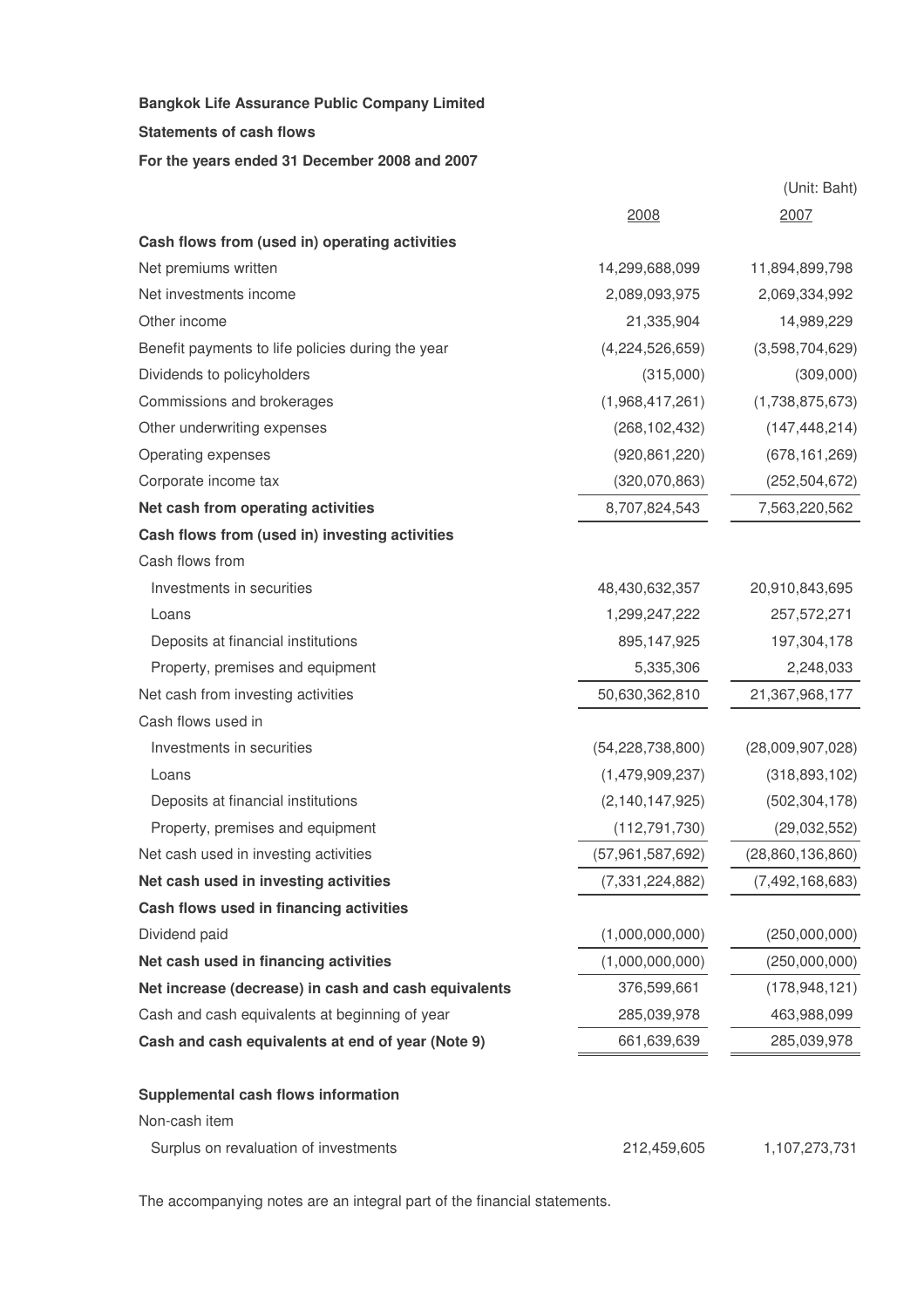**Bangkok Life Assurance Public Company Limited**

**Statements of cash flows**

**For the years ended 31 December 2008 and 2007**

(Unit: Baht)

| | 2008 | 2007 |
|---|---|---|
| **Cash flows from (used in) operating activities** | | |
| Net premiums written | 14,299,688,099 | 11,894,899,798 |
| Net investments income | 2,089,093,975 | 2,069,334,992 |
| Other income | 21,335,904 | 14,989,229 |
| Benefit payments to life policies during the year | (4,224,526,659) | (3,598,704,629) |
| Dividends to policyholders | (315,000) | (309,000) |
| Commissions and brokerages | (1,968,417,261) | (1,738,875,673) |
| Other underwriting expenses | (268,102,432) | (147,448,214) |
| Operating expenses | (920,861,220) | (678,161,269) |
| Corporate income tax | (320,070,863) | (252,504,672) |
| **Net cash from operating activities** | 8,707,824,543 | 7,563,220,562 |
| **Cash flows from (used in) investing activities** | | |
| Cash flows from | | |
| Investments in securities | 48,430,632,357 | 20,910,843,695 |
| Loans | 1,299,247,222 | 257,572,271 |
| Deposits at financial institutions | 895,147,925 | 197,304,178 |
| Property, premises and equipment | 5,335,306 | 2,248,033 |
| Net cash from investing activities | 50,630,362,810 | 21,367,968,177 |
| Cash flows used in | | |
| Investments in securities | (54,228,738,800) | (28,009,907,028) |
| Loans | (1,479,909,237) | (318,893,102) |
| Deposits at financial institutions | (2,140,147,925) | (502,304,178) |
| Property, premises and equipment | (112,791,730) | (29,032,552) |
| Net cash used in investing activities | (57,961,587,692) | (28,860,136,860) |
| **Net cash used in investing activities** | (7,331,224,882) | (7,492,168,683) |
| **Cash flows used in financing activities** | | |
| Dividend paid | (1,000,000,000) | (250,000,000) |
| **Net cash used in financing activities** | (1,000,000,000) | (250,000,000) |
| **Net increase (decrease) in cash and cash equivalents** | 376,599,661 | (178,948,121) |
| Cash and cash equivalents at beginning of year | 285,039,978 | 463,988,099 |
| **Cash and cash equivalents at end of year (Note 9)** | 661,639,639 | 285,039,978 |
| | | |
| **Supplemental cash flows information** | | |
| Non-cash item | | |
| Surplus on revaluation of investments | 212,459,605 | 1,107,273,731 |

The accompanying notes are an integral part of the financial statements.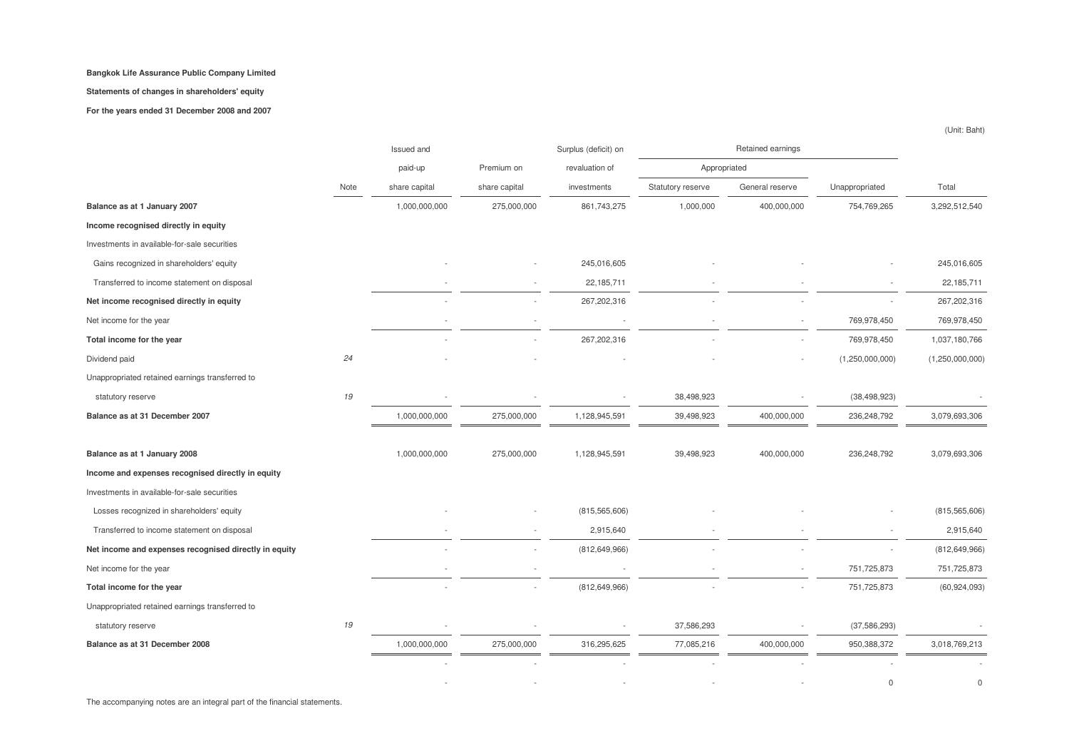**Bangkok Life Assurance Public Company Limited**

**Statements of changes in shareholders' equity**

**For the years ended 31 December 2008 and 2007**

(Unit: Baht)

| | Note | Issued and paid-up share capital | Premium on share capital | Surplus (deficit) on revaluation of investments | Retained earnings | | | Total |
|---|---|---|---|---|---|---|---|---|
| | | | | | Appropriated | | | |
| | | | | | Statutory reserve | General reserve | Unappropriated | |
| **Balance as at 1 January 2007** | | 1,000,000,000 | 275,000,000 | 861,743,275 | 1,000,000 | 400,000,000 | 754,769,265 | 3,292,512,540 |
| **Income recognised directly in equity** | | | | | | | | |
| Investments in available-for-sale securities | | | | | | | | |
| Gains recognized in shareholders' equity | | - | - | 245,016,605 | - | - | - | 245,016,605 |
| Transferred to income statement on disposal | | - | - | 22,185,711 | - | - | - | 22,185,711 |
| **Net income recognised directly in equity** | | - | - | 267,202,316 | - | - | - | 267,202,316 |
| Net income for the year | | - | - | - | - | - | 769,978,450 | 769,978,450 |
| **Total income for the year** | | - | - | 267,202,316 | - | - | 769,978,450 | 1,037,180,766 |
| Dividend paid | *24* | - | - | - | - | - | (1,250,000,000) | (1,250,000,000) |
| Unappropriated retained earnings transferred to | | | | | | | | |
| statutory reserve | *19* | - | - | - | 38,498,923 | - | (38,498,923) | - |
| **Balance as at 31 December 2007** | | 1,000,000,000 | 275,000,000 | 1,128,945,591 | 39,498,923 | 400,000,000 | 236,248,792 | 3,079,693,306 |
| | | | | | | | | |
| **Balance as at 1 January 2008** | | 1,000,000,000 | 275,000,000 | 1,128,945,591 | 39,498,923 | 400,000,000 | 236,248,792 | 3,079,693,306 |
| **Income and expenses recognised directly in equity** | | | | | | | | |
| Investments in available-for-sale securities | | | | | | | | |
| Losses recognized in shareholders' equity | | - | - | (815,565,606) | - | - | - | (815,565,606) |
| Transferred to income statement on disposal | | - | - | 2,915,640 | - | - | - | 2,915,640 |
| **Net income and expenses recognised directly in equity** | | - | - | (812,649,966) | - | - | - | (812,649,966) |
| Net income for the year | | - | - | - | - | - | 751,725,873 | 751,725,873 |
| **Total income for the year** | | - | - | (812,649,966) | - | - | 751,725,873 | (60,924,093) |
| Unappropriated retained earnings transferred to | | | | | | | | |
| statutory reserve | *19* | - | - | - | 37,586,293 | - | (37,586,293) | - |
| **Balance as at 31 December 2008** | | 1,000,000,000 | 275,000,000 | 316,295,625 | 77,085,216 | 400,000,000 | 950,388,372 | 3,018,769,213 |
| | | - | - | - | - | - | - | - |
| | | - | - | - | - | - | 0 | 0 |

The accompanying notes are an integral part of the financial statements.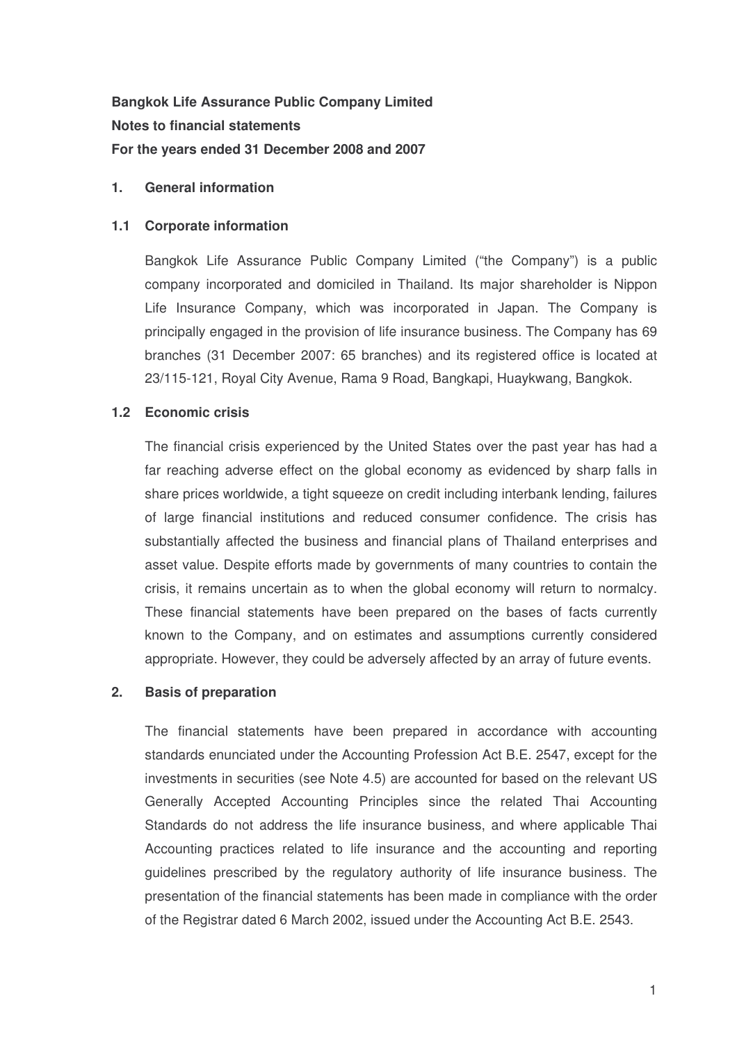**Bangkok Life Assurance Public Company Limited**

**Notes to financial statements**

**For the years ended 31 December 2008 and 2007**

## 1. General information

### 1.1 Corporate information

Bangkok Life Assurance Public Company Limited ("the Company") is a public company incorporated and domiciled in Thailand. Its major shareholder is Nippon Life Insurance Company, which was incorporated in Japan. The Company is principally engaged in the provision of life insurance business. The Company has 69 branches (31 December 2007: 65 branches) and its registered office is located at 23/115-121, Royal City Avenue, Rama 9 Road, Bangkapi, Huaykwang, Bangkok.

### 1.2 Economic crisis

The financial crisis experienced by the United States over the past year has had a far reaching adverse effect on the global economy as evidenced by sharp falls in share prices worldwide, a tight squeeze on credit including interbank lending, failures of large financial institutions and reduced consumer confidence. The crisis has substantially affected the business and financial plans of Thailand enterprises and asset value. Despite efforts made by governments of many countries to contain the crisis, it remains uncertain as to when the global economy will return to normalcy. These financial statements have been prepared on the bases of facts currently known to the Company, and on estimates and assumptions currently considered appropriate. However, they could be adversely affected by an array of future events.

## 2. Basis of preparation

The financial statements have been prepared in accordance with accounting standards enunciated under the Accounting Profession Act B.E. 2547, except for the investments in securities (see Note 4.5) are accounted for based on the relevant US Generally Accepted Accounting Principles since the related Thai Accounting Standards do not address the life insurance business, and where applicable Thai Accounting practices related to life insurance and the accounting and reporting guidelines prescribed by the regulatory authority of life insurance business. The presentation of the financial statements has been made in compliance with the order of the Registrar dated 6 March 2002, issued under the Accounting Act B.E. 2543.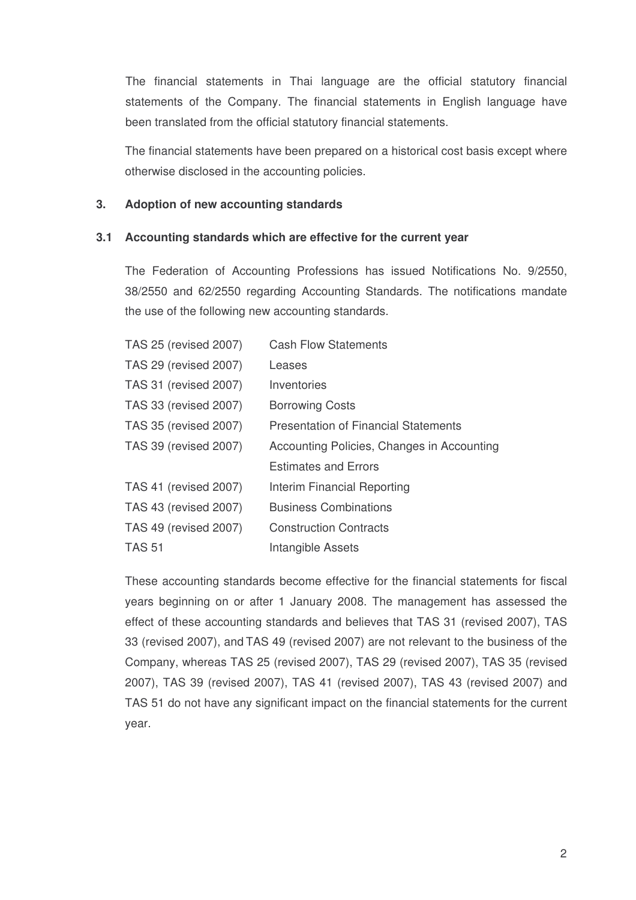The financial statements in Thai language are the official statutory financial statements of the Company. The financial statements in English language have been translated from the official statutory financial statements.

The financial statements have been prepared on a historical cost basis except where otherwise disclosed in the accounting policies.

## 3. Adoption of new accounting standards

### 3.1 Accounting standards which are effective for the current year

The Federation of Accounting Professions has issued Notifications No. 9/2550, 38/2550 and 62/2550 regarding Accounting Standards. The notifications mandate the use of the following new accounting standards.

| | |
|---|---|
| TAS 25 (revised 2007) | Cash Flow Statements |
| TAS 29 (revised 2007) | Leases |
| TAS 31 (revised 2007) | Inventories |
| TAS 33 (revised 2007) | Borrowing Costs |
| TAS 35 (revised 2007) | Presentation of Financial Statements |
| TAS 39 (revised 2007) | Accounting Policies, Changes in Accounting Estimates and Errors |
| TAS 41 (revised 2007) | Interim Financial Reporting |
| TAS 43 (revised 2007) | Business Combinations |
| TAS 49 (revised 2007) | Construction Contracts |
| TAS 51 | Intangible Assets |

These accounting standards become effective for the financial statements for fiscal years beginning on or after 1 January 2008. The management has assessed the effect of these accounting standards and believes that TAS 31 (revised 2007), TAS 33 (revised 2007), and TAS 49 (revised 2007) are not relevant to the business of the Company, whereas TAS 25 (revised 2007), TAS 29 (revised 2007), TAS 35 (revised 2007), TAS 39 (revised 2007), TAS 41 (revised 2007), TAS 43 (revised 2007) and TAS 51 do not have any significant impact on the financial statements for the current year.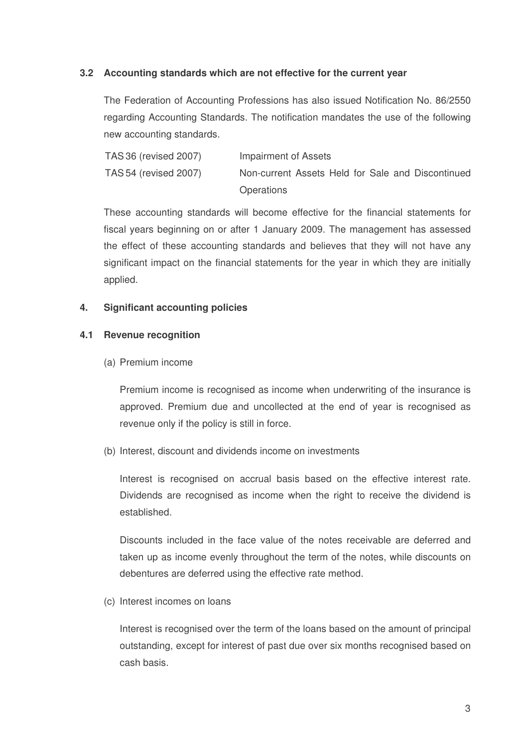### 3.2 Accounting standards which are not effective for the current year

The Federation of Accounting Professions has also issued Notification No. 86/2550 regarding Accounting Standards. The notification mandates the use of the following new accounting standards.

| | |
|---|---|
| TAS 36 (revised 2007) | Impairment of Assets |
| TAS 54 (revised 2007) | Non-current Assets Held for Sale and Discontinued Operations |

These accounting standards will become effective for the financial statements for fiscal years beginning on or after 1 January 2009. The management has assessed the effect of these accounting standards and believes that they will not have any significant impact on the financial statements for the year in which they are initially applied.

## 4. Significant accounting policies

### 4.1 Revenue recognition

(a) Premium income

Premium income is recognised as income when underwriting of the insurance is approved. Premium due and uncollected at the end of year is recognised as revenue only if the policy is still in force.

(b) Interest, discount and dividends income on investments

Interest is recognised on accrual basis based on the effective interest rate. Dividends are recognised as income when the right to receive the dividend is established.

Discounts included in the face value of the notes receivable are deferred and taken up as income evenly throughout the term of the notes, while discounts on debentures are deferred using the effective rate method.

(c) Interest incomes on loans

Interest is recognised over the term of the loans based on the amount of principal outstanding, except for interest of past due over six months recognised based on cash basis.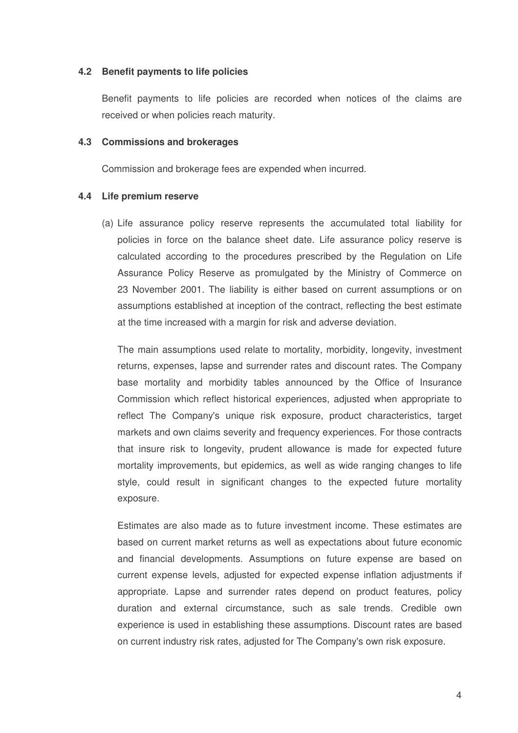### 4.2 Benefit payments to life policies

Benefit payments to life policies are recorded when notices of the claims are received or when policies reach maturity.

### 4.3 Commissions and brokerages

Commission and brokerage fees are expended when incurred.

### 4.4 Life premium reserve

(a) Life assurance policy reserve represents the accumulated total liability for policies in force on the balance sheet date. Life assurance policy reserve is calculated according to the procedures prescribed by the Regulation on Life Assurance Policy Reserve as promulgated by the Ministry of Commerce on 23 November 2001. The liability is either based on current assumptions or on assumptions established at inception of the contract, reflecting the best estimate at the time increased with a margin for risk and adverse deviation.

The main assumptions used relate to mortality, morbidity, longevity, investment returns, expenses, lapse and surrender rates and discount rates. The Company base mortality and morbidity tables announced by the Office of Insurance Commission which reflect historical experiences, adjusted when appropriate to reflect The Company's unique risk exposure, product characteristics, target markets and own claims severity and frequency experiences. For those contracts that insure risk to longevity, prudent allowance is made for expected future mortality improvements, but epidemics, as well as wide ranging changes to life style, could result in significant changes to the expected future mortality exposure.

Estimates are also made as to future investment income. These estimates are based on current market returns as well as expectations about future economic and financial developments. Assumptions on future expense are based on current expense levels, adjusted for expected expense inflation adjustments if appropriate. Lapse and surrender rates depend on product features, policy duration and external circumstance, such as sale trends. Credible own experience is used in establishing these assumptions. Discount rates are based on current industry risk rates, adjusted for The Company's own risk exposure.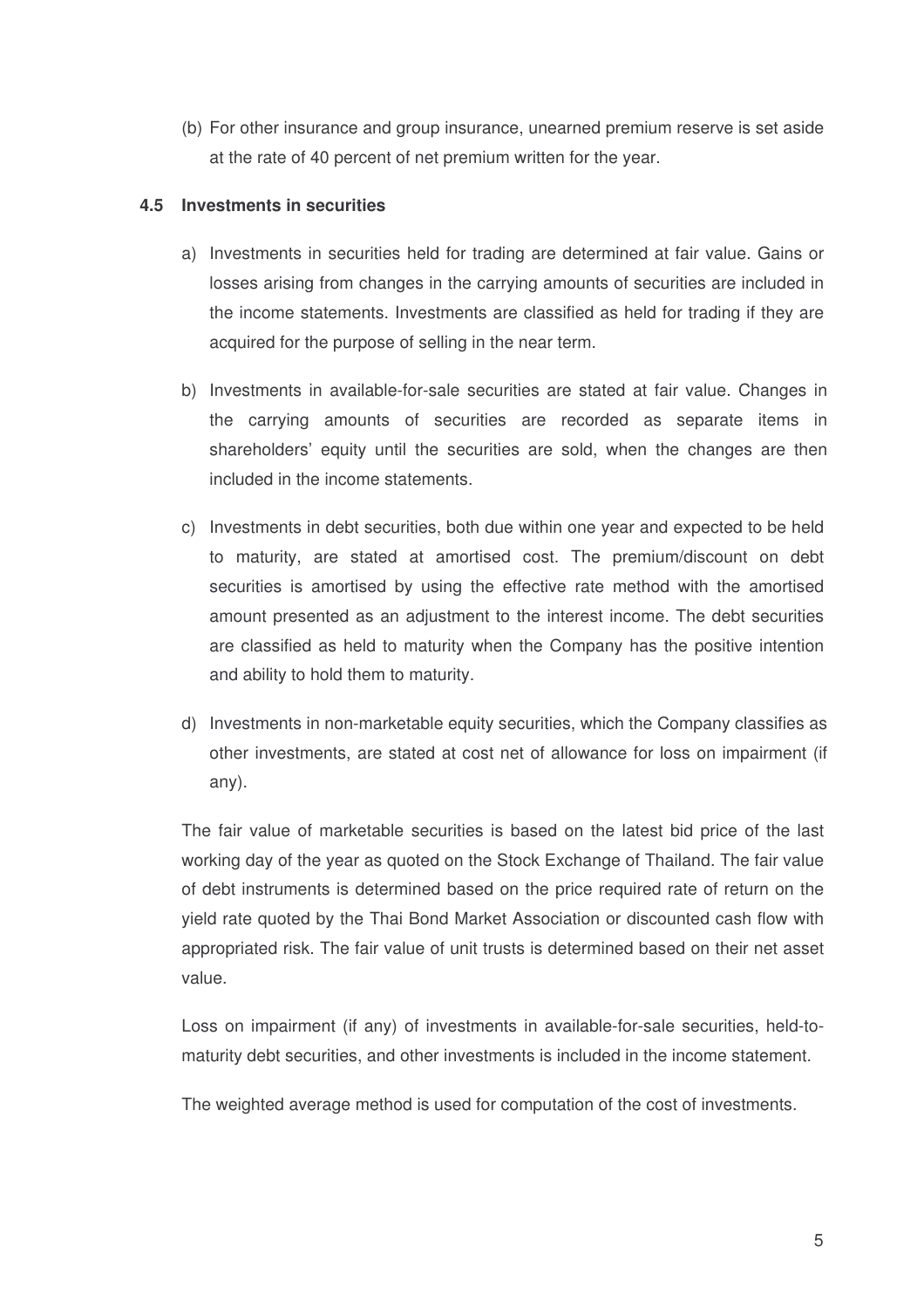(b) For other insurance and group insurance, unearned premium reserve is set aside at the rate of 40 percent of net premium written for the year.

### 4.5 Investments in securities

a) Investments in securities held for trading are determined at fair value. Gains or losses arising from changes in the carrying amounts of securities are included in the income statements. Investments are classified as held for trading if they are acquired for the purpose of selling in the near term.

b) Investments in available-for-sale securities are stated at fair value. Changes in the carrying amounts of securities are recorded as separate items in shareholders' equity until the securities are sold, when the changes are then included in the income statements.

c) Investments in debt securities, both due within one year and expected to be held to maturity, are stated at amortised cost. The premium/discount on debt securities is amortised by using the effective rate method with the amortised amount presented as an adjustment to the interest income. The debt securities are classified as held to maturity when the Company has the positive intention and ability to hold them to maturity.

d) Investments in non-marketable equity securities, which the Company classifies as other investments, are stated at cost net of allowance for loss on impairment (if any).

The fair value of marketable securities is based on the latest bid price of the last working day of the year as quoted on the Stock Exchange of Thailand. The fair value of debt instruments is determined based on the price required rate of return on the yield rate quoted by the Thai Bond Market Association or discounted cash flow with appropriated risk. The fair value of unit trusts is determined based on their net asset value.

Loss on impairment (if any) of investments in available-for-sale securities, held-to-maturity debt securities, and other investments is included in the income statement.

The weighted average method is used for computation of the cost of investments.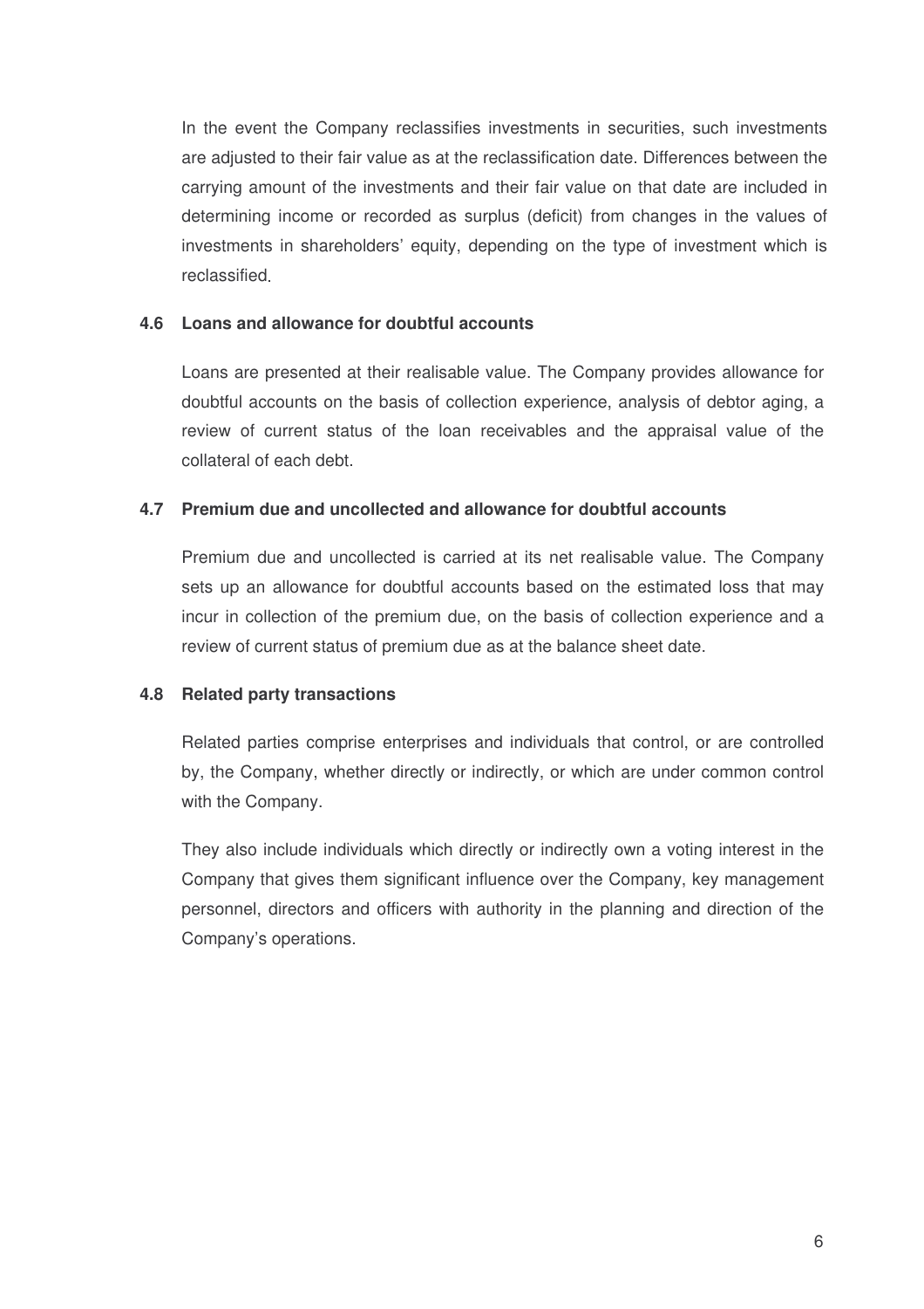In the event the Company reclassifies investments in securities, such investments are adjusted to their fair value as at the reclassification date. Differences between the carrying amount of the investments and their fair value on that date are included in determining income or recorded as surplus (deficit) from changes in the values of investments in shareholders' equity, depending on the type of investment which is reclassified.

### 4.6 Loans and allowance for doubtful accounts

Loans are presented at their realisable value. The Company provides allowance for doubtful accounts on the basis of collection experience, analysis of debtor aging, a review of current status of the loan receivables and the appraisal value of the collateral of each debt.

### 4.7 Premium due and uncollected and allowance for doubtful accounts

Premium due and uncollected is carried at its net realisable value. The Company sets up an allowance for doubtful accounts based on the estimated loss that may incur in collection of the premium due, on the basis of collection experience and a review of current status of premium due as at the balance sheet date.

### 4.8 Related party transactions

Related parties comprise enterprises and individuals that control, or are controlled by, the Company, whether directly or indirectly, or which are under common control with the Company.

They also include individuals which directly or indirectly own a voting interest in the Company that gives them significant influence over the Company, key management personnel, directors and officers with authority in the planning and direction of the Company's operations.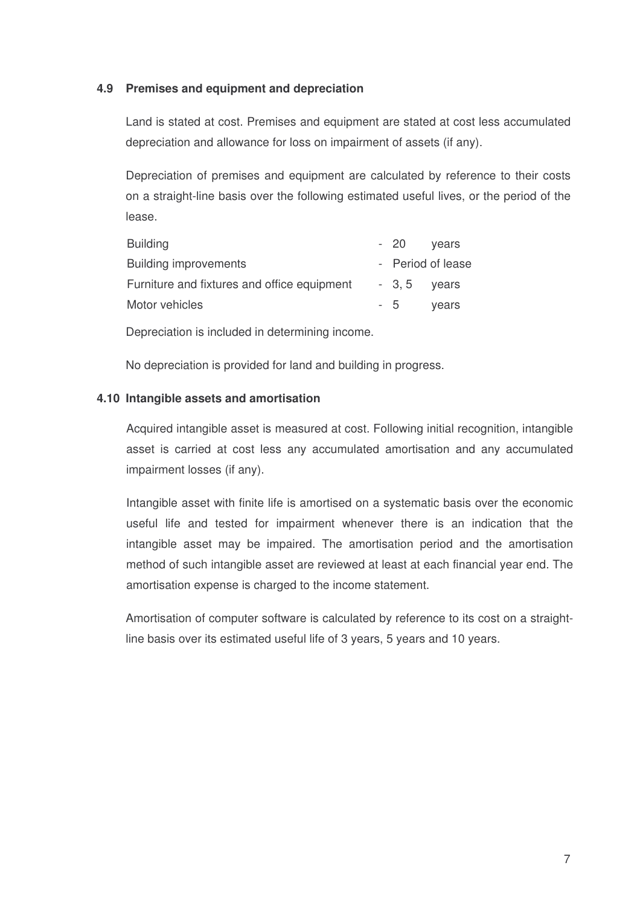### 4.9 Premises and equipment and depreciation

Land is stated at cost. Premises and equipment are stated at cost less accumulated depreciation and allowance for loss on impairment of assets (if any).

Depreciation of premises and equipment are calculated by reference to their costs on a straight-line basis over the following estimated useful lives, or the period of the lease.

| | | |
|---|---|---|
| Building | - 20 | years |
| Building improvements | - Period of lease | |
| Furniture and fixtures and office equipment | - 3, 5 | years |
| Motor vehicles | - 5 | years |

Depreciation is included in determining income.

No depreciation is provided for land and building in progress.

### 4.10 Intangible assets and amortisation

Acquired intangible asset is measured at cost. Following initial recognition, intangible asset is carried at cost less any accumulated amortisation and any accumulated impairment losses (if any).

Intangible asset with finite life is amortised on a systematic basis over the economic useful life and tested for impairment whenever there is an indication that the intangible asset may be impaired. The amortisation period and the amortisation method of such intangible asset are reviewed at least at each financial year end. The amortisation expense is charged to the income statement.

Amortisation of computer software is calculated by reference to its cost on a straight-line basis over its estimated useful life of 3 years, 5 years and 10 years.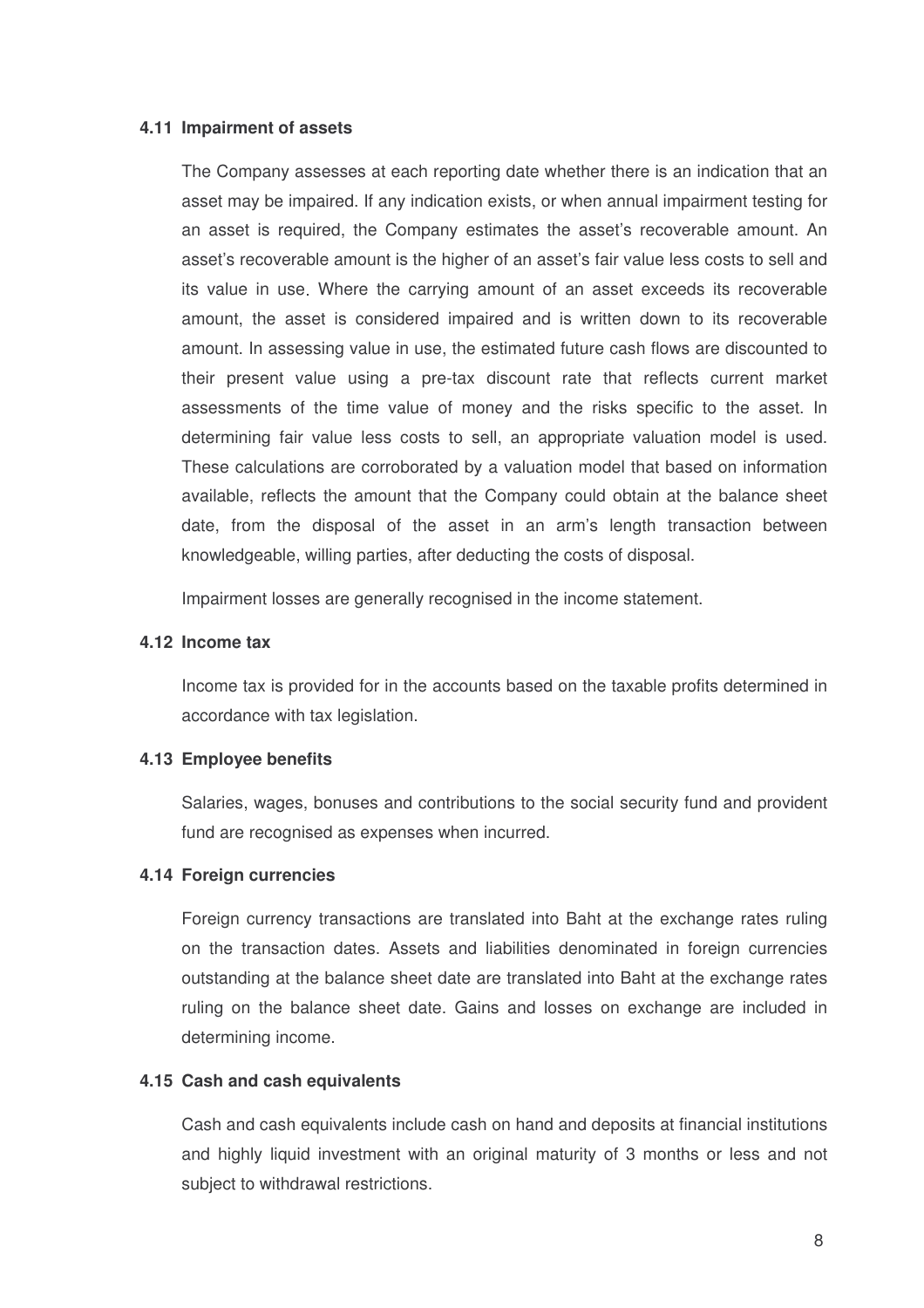### 4.11 Impairment of assets

The Company assesses at each reporting date whether there is an indication that an asset may be impaired. If any indication exists, or when annual impairment testing for an asset is required, the Company estimates the asset's recoverable amount. An asset's recoverable amount is the higher of an asset's fair value less costs to sell and its value in use. Where the carrying amount of an asset exceeds its recoverable amount, the asset is considered impaired and is written down to its recoverable amount. In assessing value in use, the estimated future cash flows are discounted to their present value using a pre-tax discount rate that reflects current market assessments of the time value of money and the risks specific to the asset. In determining fair value less costs to sell, an appropriate valuation model is used. These calculations are corroborated by a valuation model that based on information available, reflects the amount that the Company could obtain at the balance sheet date, from the disposal of the asset in an arm's length transaction between knowledgeable, willing parties, after deducting the costs of disposal.

Impairment losses are generally recognised in the income statement.

### 4.12 Income tax

Income tax is provided for in the accounts based on the taxable profits determined in accordance with tax legislation.

### 4.13 Employee benefits

Salaries, wages, bonuses and contributions to the social security fund and provident fund are recognised as expenses when incurred.

### 4.14 Foreign currencies

Foreign currency transactions are translated into Baht at the exchange rates ruling on the transaction dates. Assets and liabilities denominated in foreign currencies outstanding at the balance sheet date are translated into Baht at the exchange rates ruling on the balance sheet date. Gains and losses on exchange are included in determining income.

### 4.15 Cash and cash equivalents

Cash and cash equivalents include cash on hand and deposits at financial institutions and highly liquid investment with an original maturity of 3 months or less and not subject to withdrawal restrictions.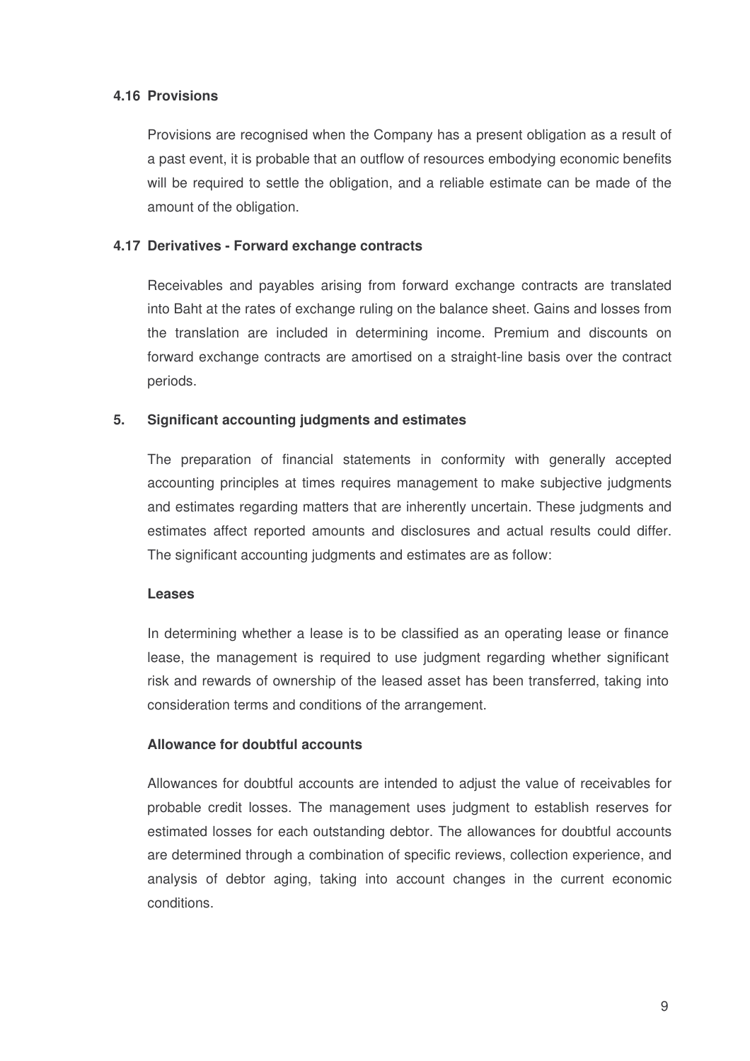### 4.16 Provisions

Provisions are recognised when the Company has a present obligation as a result of a past event, it is probable that an outflow of resources embodying economic benefits will be required to settle the obligation, and a reliable estimate can be made of the amount of the obligation.

### 4.17 Derivatives - Forward exchange contracts

Receivables and payables arising from forward exchange contracts are translated into Baht at the rates of exchange ruling on the balance sheet. Gains and losses from the translation are included in determining income. Premium and discounts on forward exchange contracts are amortised on a straight-line basis over the contract periods.

## 5. Significant accounting judgments and estimates

The preparation of financial statements in conformity with generally accepted accounting principles at times requires management to make subjective judgments and estimates regarding matters that are inherently uncertain. These judgments and estimates affect reported amounts and disclosures and actual results could differ. The significant accounting judgments and estimates are as follow:

**Leases**

In determining whether a lease is to be classified as an operating lease or finance lease, the management is required to use judgment regarding whether significant risk and rewards of ownership of the leased asset has been transferred, taking into consideration terms and conditions of the arrangement.

**Allowance for doubtful accounts**

Allowances for doubtful accounts are intended to adjust the value of receivables for probable credit losses. The management uses judgment to establish reserves for estimated losses for each outstanding debtor. The allowances for doubtful accounts are determined through a combination of specific reviews, collection experience, and analysis of debtor aging, taking into account changes in the current economic conditions.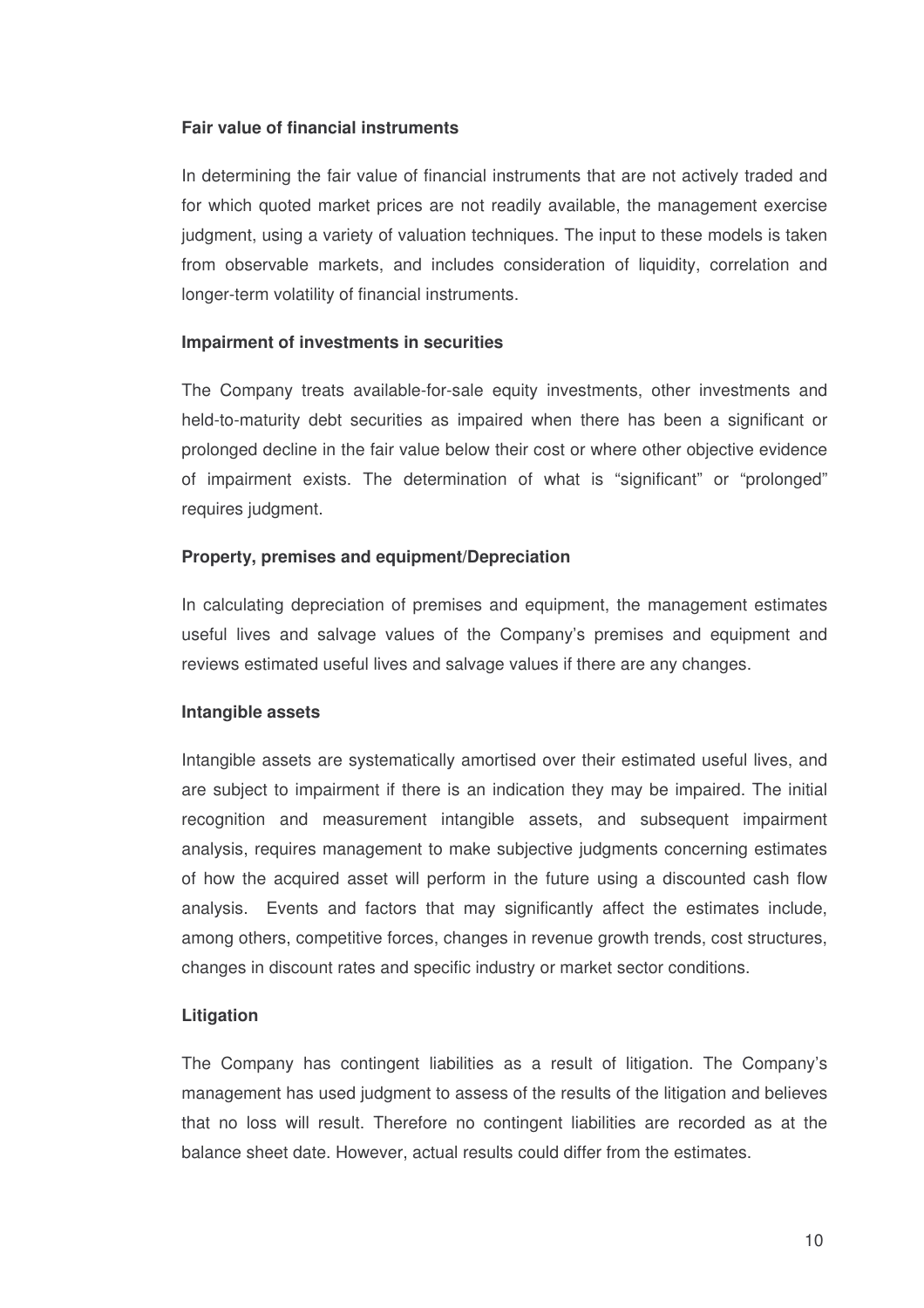**Fair value of financial instruments**

In determining the fair value of financial instruments that are not actively traded and for which quoted market prices are not readily available, the management exercise judgment, using a variety of valuation techniques. The input to these models is taken from observable markets, and includes consideration of liquidity, correlation and longer-term volatility of financial instruments.

**Impairment of investments in securities**

The Company treats available-for-sale equity investments, other investments and held-to-maturity debt securities as impaired when there has been a significant or prolonged decline in the fair value below their cost or where other objective evidence of impairment exists. The determination of what is "significant" or "prolonged" requires judgment.

**Property, premises and equipment/Depreciation**

In calculating depreciation of premises and equipment, the management estimates useful lives and salvage values of the Company's premises and equipment and reviews estimated useful lives and salvage values if there are any changes.

**Intangible assets**

Intangible assets are systematically amortised over their estimated useful lives, and are subject to impairment if there is an indication they may be impaired. The initial recognition and measurement intangible assets, and subsequent impairment analysis, requires management to make subjective judgments concerning estimates of how the acquired asset will perform in the future using a discounted cash flow analysis. Events and factors that may significantly affect the estimates include, among others, competitive forces, changes in revenue growth trends, cost structures, changes in discount rates and specific industry or market sector conditions.

**Litigation**

The Company has contingent liabilities as a result of litigation. The Company's management has used judgment to assess of the results of the litigation and believes that no loss will result. Therefore no contingent liabilities are recorded as at the balance sheet date. However, actual results could differ from the estimates.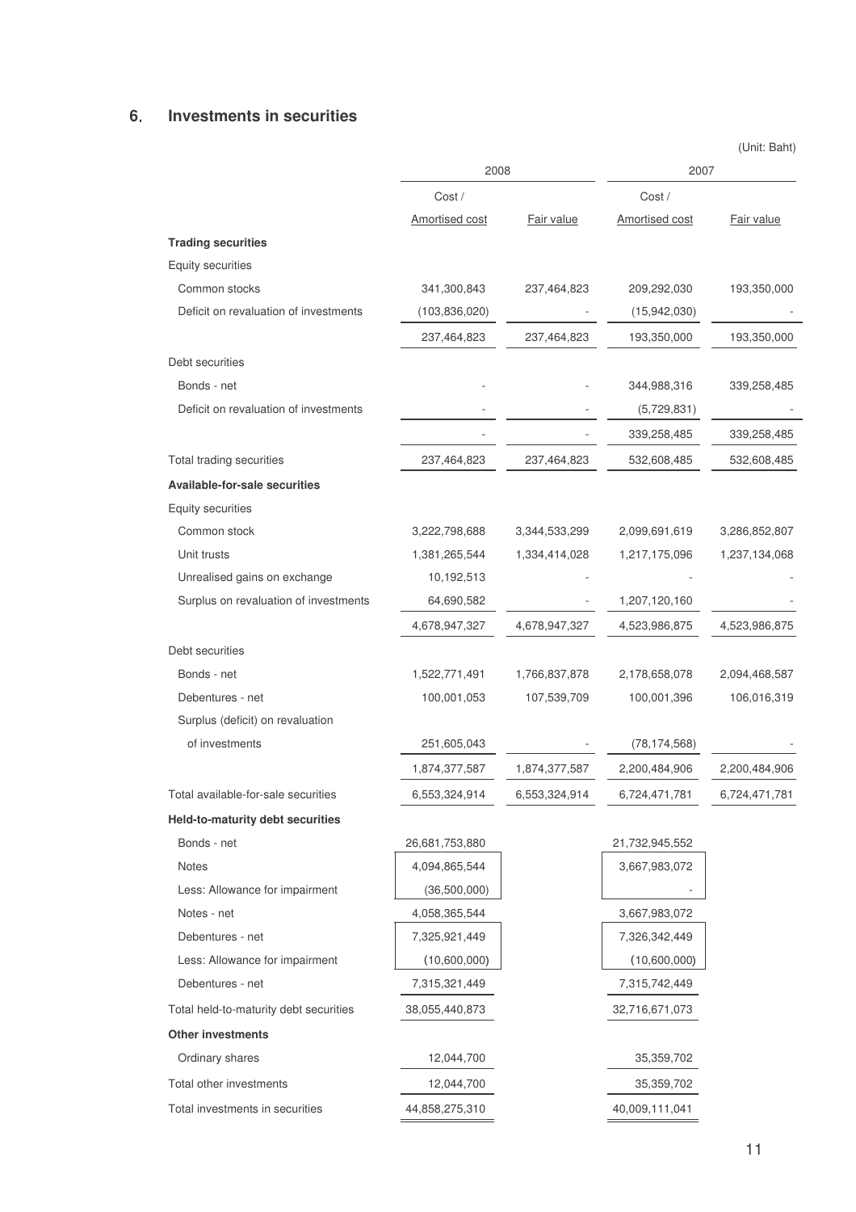## 6. Investments in securities

(Unit: Baht)

| | 2008 | | 2007 | |
|---|---|---|---|---|
| | Cost / Amortised cost | Fair value | Cost / Amortised cost | Fair value |
| **Trading securities** | | | | |
| Equity securities | | | | |
| Common stocks | 341,300,843 | 237,464,823 | 209,292,030 | 193,350,000 |
| Deficit on revaluation of investments | (103,836,020) | - | (15,942,030) | - |
| | 237,464,823 | 237,464,823 | 193,350,000 | 193,350,000 |
| Debt securities | | | | |
| Bonds - net | - | - | 344,988,316 | 339,258,485 |
| Deficit on revaluation of investments | - | - | (5,729,831) | - |
| | - | - | 339,258,485 | 339,258,485 |
| Total trading securities | 237,464,823 | 237,464,823 | 532,608,485 | 532,608,485 |
| **Available-for-sale securities** | | | | |
| Equity securities | | | | |
| Common stock | 3,222,798,688 | 3,344,533,299 | 2,099,691,619 | 3,286,852,807 |
| Unit trusts | 1,381,265,544 | 1,334,414,028 | 1,217,175,096 | 1,237,134,068 |
| Unrealised gains on exchange | 10,192,513 | - | - | - |
| Surplus on revaluation of investments | 64,690,582 | - | 1,207,120,160 | - |
| | 4,678,947,327 | 4,678,947,327 | 4,523,986,875 | 4,523,986,875 |
| Debt securities | | | | |
| Bonds - net | 1,522,771,491 | 1,766,837,878 | 2,178,658,078 | 2,094,468,587 |
| Debentures - net | 100,001,053 | 107,539,709 | 100,001,396 | 106,016,319 |
| Surplus (deficit) on revaluation of investments | 251,605,043 | - | (78,174,568) | - |
| | 1,874,377,587 | 1,874,377,587 | 2,200,484,906 | 2,200,484,906 |
| Total available-for-sale securities | 6,553,324,914 | 6,553,324,914 | 6,724,471,781 | 6,724,471,781 |
| **Held-to-maturity debt securities** | | | | |
| Bonds - net | 26,681,753,880 | | 21,732,945,552 | |
| Notes | 4,094,865,544 | | 3,667,983,072 | |
| Less: Allowance for impairment | (36,500,000) | | - | |
| Notes - net | 4,058,365,544 | | 3,667,983,072 | |
| Debentures - net | 7,325,921,449 | | 7,326,342,449 | |
| Less: Allowance for impairment | (10,600,000) | | (10,600,000) | |
| Debentures - net | 7,315,321,449 | | 7,315,742,449 | |
| Total held-to-maturity debt securities | 38,055,440,873 | | 32,716,671,073 | |
| **Other investments** | | | | |
| Ordinary shares | 12,044,700 | | 35,359,702 | |
| Total other investments | 12,044,700 | | 35,359,702 | |
| Total investments in securities | 44,858,275,310 | | 40,009,111,041 | |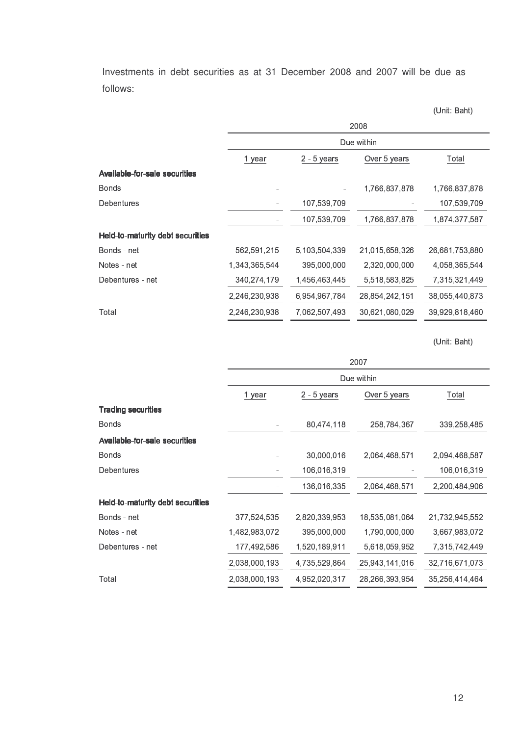Investments in debt securities as at 31 December 2008 and 2007 will be due as follows:

(Unit: Baht)

| | 2008 | | | |
|---|---|---|---|---|
| | Due within | | | |
| | 1 year | 2 - 5 years | Over 5 years | Total |
| **Available-for-sale securities** | | | | |
| Bonds | - | - | 1,766,837,878 | 1,766,837,878 |
| Debentures | - | 107,539,709 | - | 107,539,709 |
| | - | 107,539,709 | 1,766,837,878 | 1,874,377,587 |
| **Held-to-maturity debt securities** | | | | |
| Bonds - net | 562,591,215 | 5,103,504,339 | 21,015,658,326 | 26,681,753,880 |
| Notes - net | 1,343,365,544 | 395,000,000 | 2,320,000,000 | 4,058,365,544 |
| Debentures - net | 340,274,179 | 1,456,463,445 | 5,518,583,825 | 7,315,321,449 |
| | 2,246,230,938 | 6,954,967,784 | 28,854,242,151 | 38,055,440,873 |
| Total | 2,246,230,938 | 7,062,507,493 | 30,621,080,029 | 39,929,818,460 |

(Unit: Baht)

| | 2007 | | | |
|---|---|---|---|---|
| | Due within | | | |
| | 1 year | 2 - 5 years | Over 5 years | Total |
| **Trading securities** | | | | |
| Bonds | - | 80,474,118 | 258,784,367 | 339,258,485 |
| **Available-for-sale securities** | | | | |
| Bonds | - | 30,000,016 | 2,064,468,571 | 2,094,468,587 |
| Debentures | - | 106,016,319 | - | 106,016,319 |
| | - | 136,016,335 | 2,064,468,571 | 2,200,484,906 |
| **Held-to-maturity debt securities** | | | | |
| Bonds - net | 377,524,535 | 2,820,339,953 | 18,535,081,064 | 21,732,945,552 |
| Notes - net | 1,482,983,072 | 395,000,000 | 1,790,000,000 | 3,667,983,072 |
| Debentures - net | 177,492,586 | 1,520,189,911 | 5,618,059,952 | 7,315,742,449 |
| | 2,038,000,193 | 4,735,529,864 | 25,943,141,016 | 32,716,671,073 |
| Total | 2,038,000,193 | 4,952,020,317 | 28,266,393,954 | 35,256,414,464 |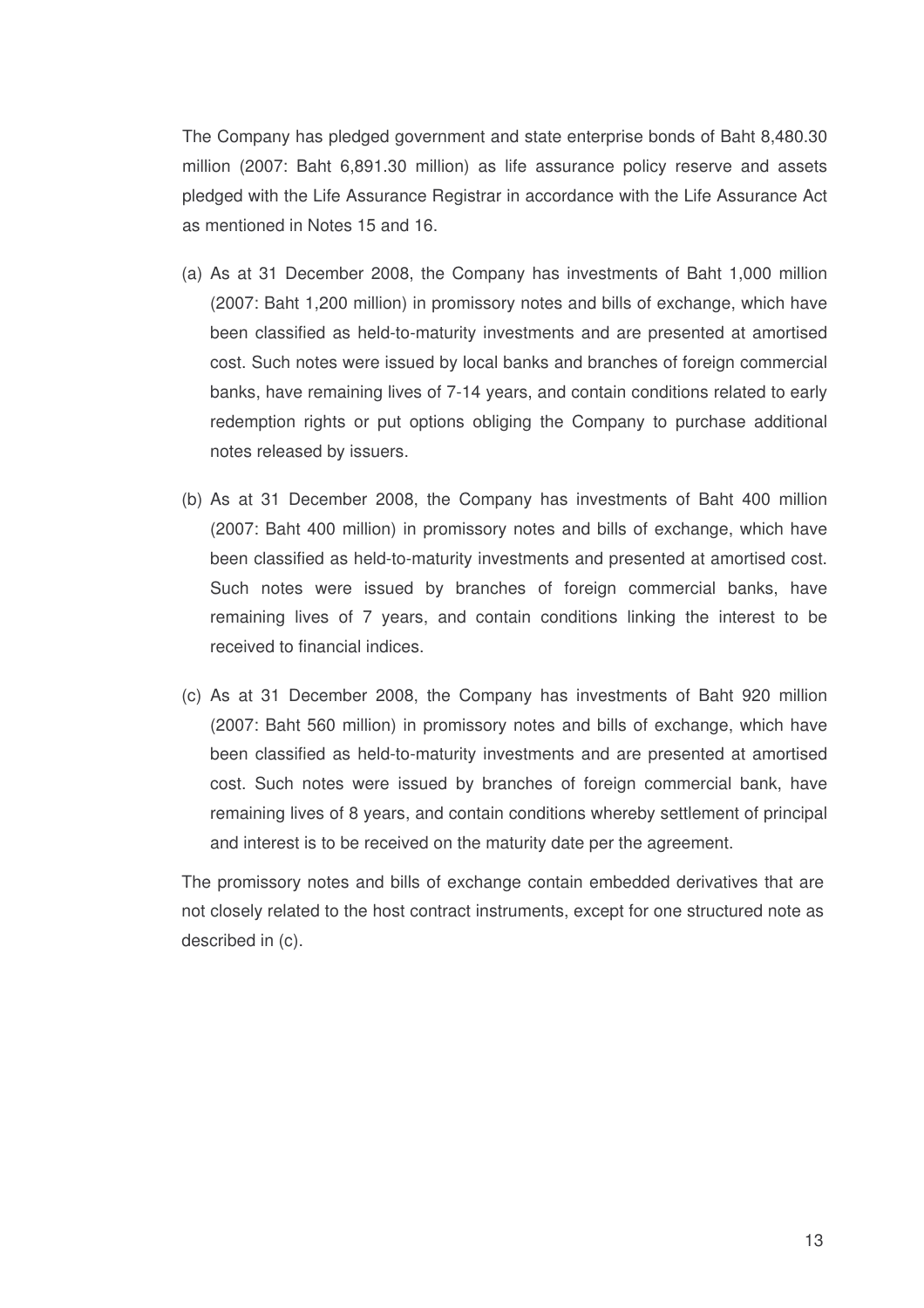The Company has pledged government and state enterprise bonds of Baht 8,480.30 million (2007: Baht 6,891.30 million) as life assurance policy reserve and assets pledged with the Life Assurance Registrar in accordance with the Life Assurance Act as mentioned in Notes 15 and 16.

(a) As at 31 December 2008, the Company has investments of Baht 1,000 million (2007: Baht 1,200 million) in promissory notes and bills of exchange, which have been classified as held-to-maturity investments and are presented at amortised cost. Such notes were issued by local banks and branches of foreign commercial banks, have remaining lives of 7-14 years, and contain conditions related to early redemption rights or put options obliging the Company to purchase additional notes released by issuers.

(b) As at 31 December 2008, the Company has investments of Baht 400 million (2007: Baht 400 million) in promissory notes and bills of exchange, which have been classified as held-to-maturity investments and presented at amortised cost. Such notes were issued by branches of foreign commercial banks, have remaining lives of 7 years, and contain conditions linking the interest to be received to financial indices.

(c) As at 31 December 2008, the Company has investments of Baht 920 million (2007: Baht 560 million) in promissory notes and bills of exchange, which have been classified as held-to-maturity investments and are presented at amortised cost. Such notes were issued by branches of foreign commercial bank, have remaining lives of 8 years, and contain conditions whereby settlement of principal and interest is to be received on the maturity date per the agreement.

The promissory notes and bills of exchange contain embedded derivatives that are not closely related to the host contract instruments, except for one structured note as described in (c).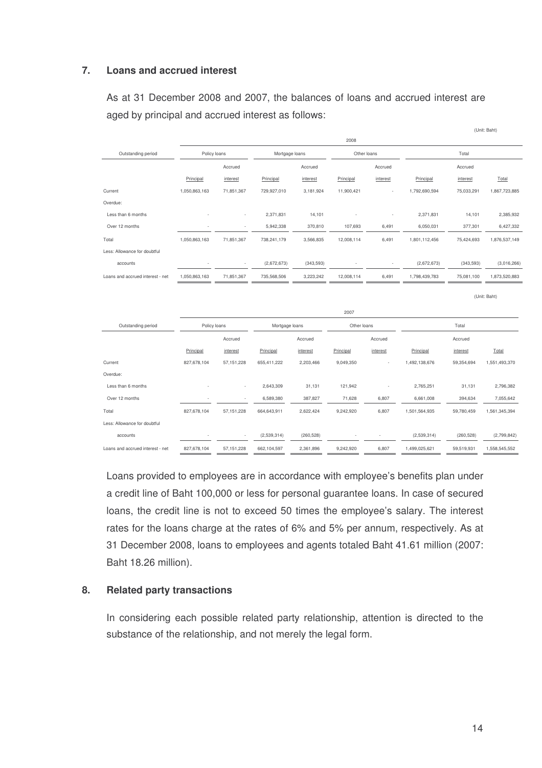## 7. Loans and accrued interest

As at 31 December 2008 and 2007, the balances of loans and accrued interest are aged by principal and accrued interest as follows:

(Unit: Baht)

| | 2008 | | | | | | | | |
|---|---|---|---|---|---|---|---|---|---|
| Outstanding period | Policy loans | | Mortgage loans | | Other loans | | Total | | |
| | Principal | Accrued interest | Principal | Accrued interest | Principal | Accrued interest | Principal | Accrued interest | Total |
| Current | 1,050,863,163 | 71,851,367 | 729,927,010 | 3,181,924 | 11,900,421 | - | 1,792,690,594 | 75,033,291 | 1,867,723,885 |
| Overdue: | | | | | | | | | |
| Less than 6 months | - | - | 2,371,831 | 14,101 | - | - | 2,371,831 | 14,101 | 2,385,932 |
| Over 12 months | - | - | 5,942,338 | 370,810 | 107,693 | 6,491 | 6,050,031 | 377,301 | 6,427,332 |
| Total | 1,050,863,163 | 71,851,367 | 738,241,179 | 3,566,835 | 12,008,114 | 6,491 | 1,801,112,456 | 75,424,693 | 1,876,537,149 |
| Less: Allowance for doubtful accounts | - | - | (2,672,673) | (343,593) | - | - | (2,672,673) | (343,593) | (3,016,266) |
| Loans and accrued interest - net | 1,050,863,163 | 71,851,367 | 735,568,506 | 3,223,242 | 12,008,114 | 6,491 | 1,798,439,783 | 75,081,100 | 1,873,520,883 |

(Unit: Baht)

| | 2007 | | | | | | | | |
|---|---|---|---|---|---|---|---|---|---|
| Outstanding period | Policy loans | | Mortgage loans | | Other loans | | Total | | |
| | Principal | Accrued interest | Principal | Accrued interest | Principal | Accrued interest | Principal | Accrued interest | Total |
| Current | 827,678,104 | 57,151,228 | 655,411,222 | 2,203,466 | 9,049,350 | - | 1,492,138,676 | 59,354,694 | 1,551,493,370 |
| Overdue: | | | | | | | | | |
| Less than 6 months | - | - | 2,643,309 | 31,131 | 121,942 | - | 2,765,251 | 31,131 | 2,796,382 |
| Over 12 months | - | - | 6,589,380 | 387,827 | 71,628 | 6,807 | 6,661,008 | 394,634 | 7,055,642 |
| Total | 827,678,104 | 57,151,228 | 664,643,911 | 2,622,424 | 9,242,920 | 6,807 | 1,501,564,935 | 59,780,459 | 1,561,345,394 |
| Less: Allowance for doubtful accounts | - | - | (2,539,314) | (260,528) | - | - | (2,539,314) | (260,528) | (2,799,842) |
| Loans and accrued interest - net | 827,678,104 | 57,151,228 | 662,104,597 | 2,361,896 | 9,242,920 | 6,807 | 1,499,025,621 | 59,519,931 | 1,558,545,552 |

Loans provided to employees are in accordance with employee's benefits plan under a credit line of Baht 100,000 or less for personal guarantee loans. In case of secured loans, the credit line is not to exceed 50 times the employee's salary. The interest rates for the loans charge at the rates of 6% and 5% per annum, respectively. As at 31 December 2008, loans to employees and agents totaled Baht 41.61 million (2007: Baht 18.26 million).

## 8. Related party transactions

In considering each possible related party relationship, attention is directed to the substance of the relationship, and not merely the legal form.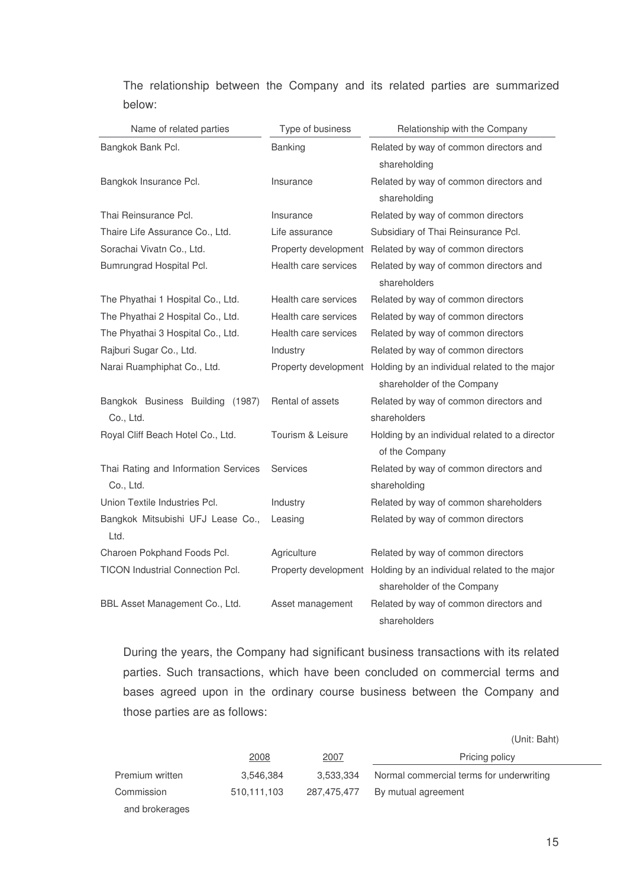The relationship between the Company and its related parties are summarized below:

| Name of related parties | Type of business | Relationship with the Company |
|---|---|---|
| Bangkok Bank Pcl. | Banking | Related by way of common directors and shareholding |
| Bangkok Insurance Pcl. | Insurance | Related by way of common directors and shareholding |
| Thai Reinsurance Pcl. | Insurance | Related by way of common directors |
| Thaire Life Assurance Co., Ltd. | Life assurance | Subsidiary of Thai Reinsurance Pcl. |
| Sorachai Vivatn Co., Ltd. | Property development | Related by way of common directors |
| Bumrungrad Hospital Pcl. | Health care services | Related by way of common directors and shareholders |
| The Phyathai 1 Hospital Co., Ltd. | Health care services | Related by way of common directors |
| The Phyathai 2 Hospital Co., Ltd. | Health care services | Related by way of common directors |
| The Phyathai 3 Hospital Co., Ltd. | Health care services | Related by way of common directors |
| Rajburi Sugar Co., Ltd. | Industry | Related by way of common directors |
| Narai Ruamphiphat Co., Ltd. | Property development | Holding by an individual related to the major shareholder of the Company |
| Bangkok Business Building (1987) Co., Ltd. | Rental of assets | Related by way of common directors and shareholders |
| Royal Cliff Beach Hotel Co., Ltd. | Tourism & Leisure | Holding by an individual related to a director of the Company |
| Thai Rating and Information Services Co., Ltd. | Services | Related by way of common directors and shareholding |
| Union Textile Industries Pcl. | Industry | Related by way of common shareholders |
| Bangkok Mitsubishi UFJ Lease Co., Ltd. | Leasing | Related by way of common directors |
| Charoen Pokphand Foods Pcl. | Agriculture | Related by way of common directors |
| TICON Industrial Connection Pcl. | Property development | Holding by an individual related to the major shareholder of the Company |
| BBL Asset Management Co., Ltd. | Asset management | Related by way of common directors and shareholders |

During the years, the Company had significant business transactions with its related parties. Such transactions, which have been concluded on commercial terms and bases agreed upon in the ordinary course business between the Company and those parties are as follows:

(Unit: Baht)

| | 2008 | 2007 | Pricing policy |
|---|---|---|---|
| Premium written | 3,546,384 | 3,533,334 | Normal commercial terms for underwriting |
| Commission and brokerages | 510,111,103 | 287,475,477 | By mutual agreement |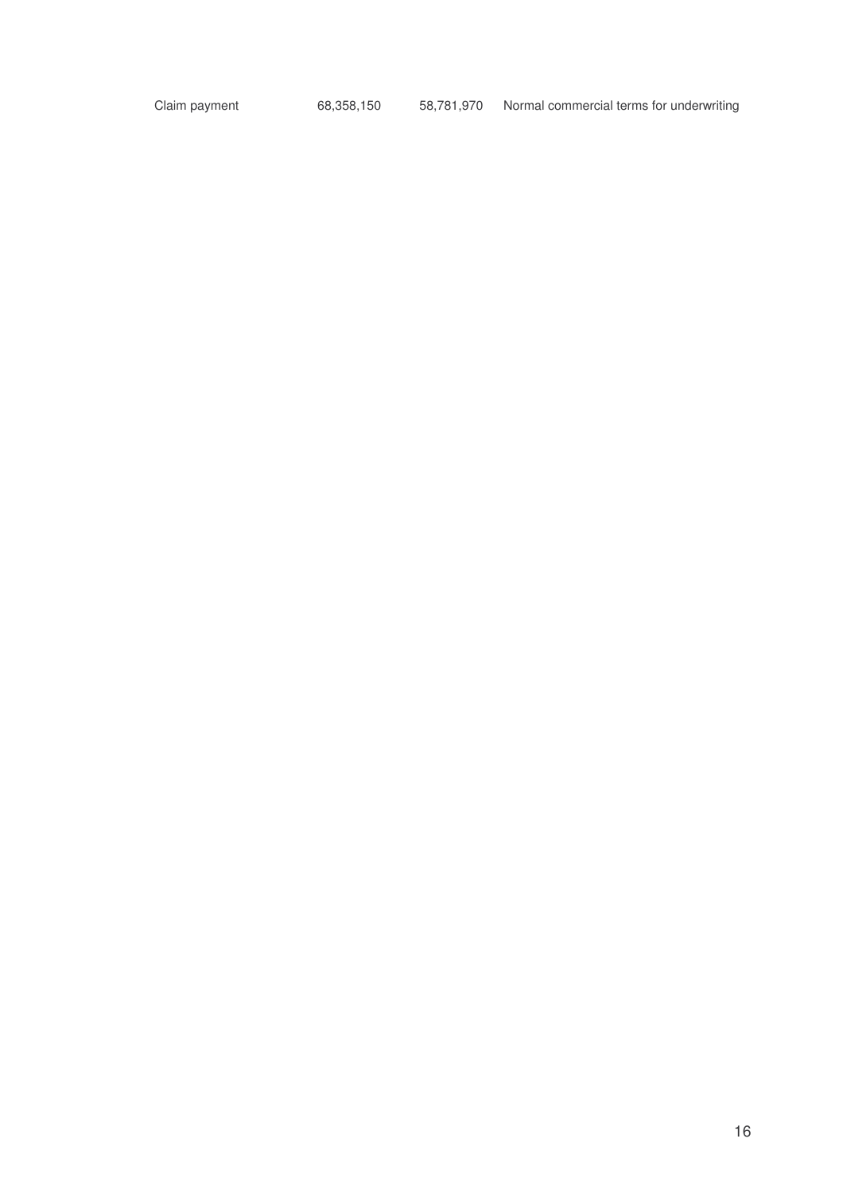| Claim payment | 68,358,150 | 58,781,970 | Normal commercial terms for underwriting |
|---|---|---|---|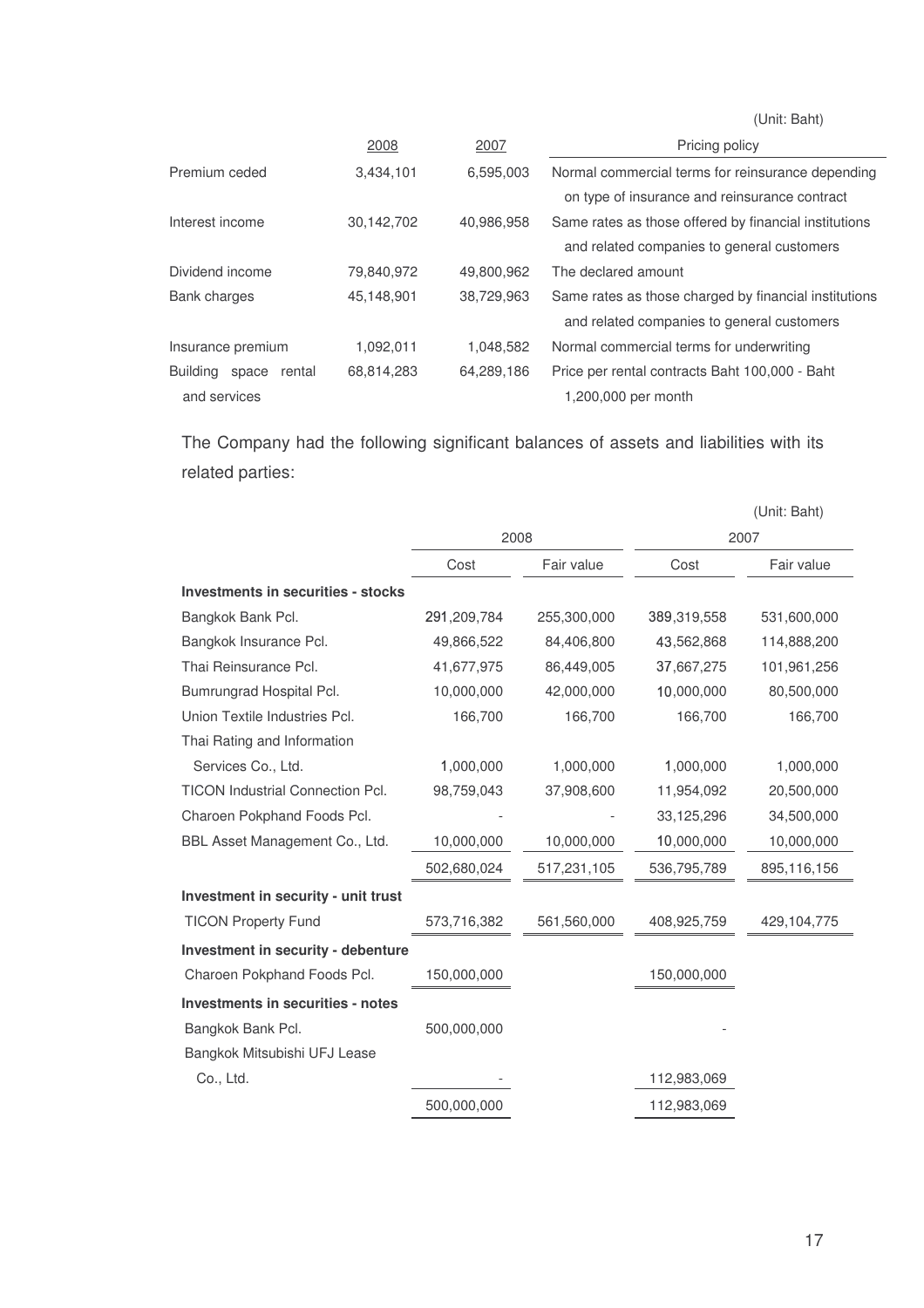(Unit: Baht)

| | 2008 | 2007 | Pricing policy |
|---|---|---|---|
| Premium ceded | 3,434,101 | 6,595,003 | Normal commercial terms for reinsurance depending on type of insurance and reinsurance contract |
| Interest income | 30,142,702 | 40,986,958 | Same rates as those offered by financial institutions and related companies to general customers |
| Dividend income | 79,840,972 | 49,800,962 | The declared amount |
| Bank charges | 45,148,901 | 38,729,963 | Same rates as those charged by financial institutions and related companies to general customers |
| Insurance premium | 1,092,011 | 1,048,582 | Normal commercial terms for underwriting |
| Building space rental and services | 68,814,283 | 64,289,186 | Price per rental contracts Baht 100,000 - Baht 1,200,000 per month |

The Company had the following significant balances of assets and liabilities with its related parties:

(Unit: Baht)

| | 2008 | | 2007 | |
|---|---|---|---|---|
| | Cost | Fair value | Cost | Fair value |
| **Investments in securities - stocks** | | | | |
| Bangkok Bank Pcl. | 291,209,784 | 255,300,000 | 389,319,558 | 531,600,000 |
| Bangkok Insurance Pcl. | 49,866,522 | 84,406,800 | 43,562,868 | 114,888,200 |
| Thai Reinsurance Pcl. | 41,677,975 | 86,449,005 | 37,667,275 | 101,961,256 |
| Bumrungrad Hospital Pcl. | 10,000,000 | 42,000,000 | 10,000,000 | 80,500,000 |
| Union Textile Industries Pcl. | 166,700 | 166,700 | 166,700 | 166,700 |
| Thai Rating and Information Services Co., Ltd. | 1,000,000 | 1,000,000 | 1,000,000 | 1,000,000 |
| TICON Industrial Connection Pcl. | 98,759,043 | 37,908,600 | 11,954,092 | 20,500,000 |
| Charoen Pokphand Foods Pcl. | - | - | 33,125,296 | 34,500,000 |
| BBL Asset Management Co., Ltd. | 10,000,000 | 10,000,000 | 10,000,000 | 10,000,000 |
| | 502,680,024 | 517,231,105 | 536,795,789 | 895,116,156 |
| **Investment in security - unit trust** | | | | |
| TICON Property Fund | 573,716,382 | 561,560,000 | 408,925,759 | 429,104,775 |
| **Investment in security - debenture** | | | | |
| Charoen Pokphand Foods Pcl. | 150,000,000 | | 150,000,000 | |
| **Investments in securities - notes** | | | | |
| Bangkok Bank Pcl. | 500,000,000 | | - | |
| Bangkok Mitsubishi UFJ Lease Co., Ltd. | - | | 112,983,069 | |
| | 500,000,000 | | 112,983,069 | |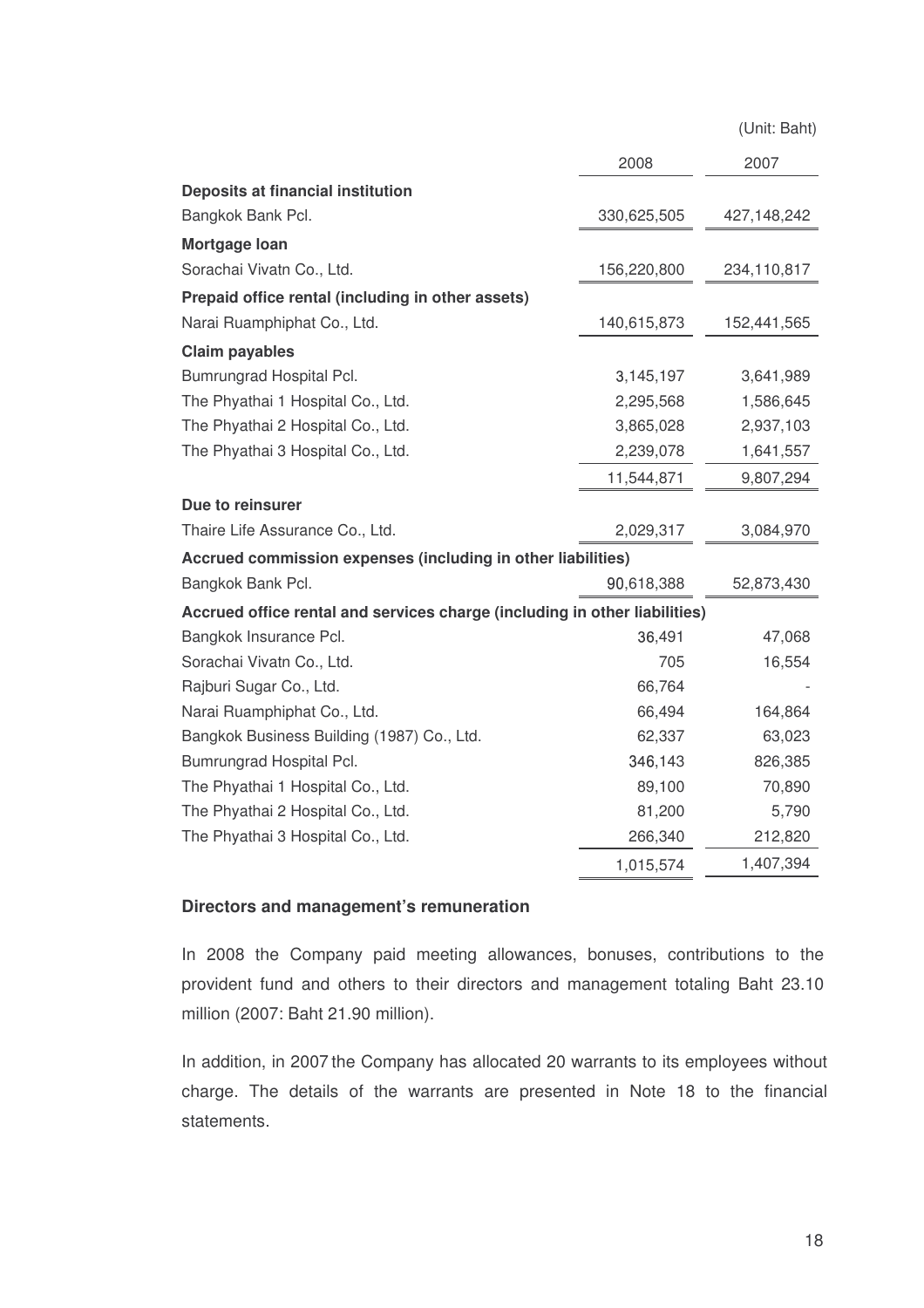(Unit: Baht)

| | 2008 | 2007 |
|---|---|---|
| **Deposits at financial institution** | | |
| Bangkok Bank Pcl. | 330,625,505 | 427,148,242 |
| **Mortgage loan** | | |
| Sorachai Vivatn Co., Ltd. | 156,220,800 | 234,110,817 |
| **Prepaid office rental (including in other assets)** | | |
| Narai Ruamphiphat Co., Ltd. | 140,615,873 | 152,441,565 |
| **Claim payables** | | |
| Bumrungrad Hospital Pcl. | 3,145,197 | 3,641,989 |
| The Phyathai 1 Hospital Co., Ltd. | 2,295,568 | 1,586,645 |
| The Phyathai 2 Hospital Co., Ltd. | 3,865,028 | 2,937,103 |
| The Phyathai 3 Hospital Co., Ltd. | 2,239,078 | 1,641,557 |
| | 11,544,871 | 9,807,294 |
| **Due to reinsurer** | | |
| Thaire Life Assurance Co., Ltd. | 2,029,317 | 3,084,970 |
| **Accrued commission expenses (including in other liabilities)** | | |
| Bangkok Bank Pcl. | 90,618,388 | 52,873,430 |
| **Accrued office rental and services charge (including in other liabilities)** | | |
| Bangkok Insurance Pcl. | 36,491 | 47,068 |
| Sorachai Vivatn Co., Ltd. | 705 | 16,554 |
| Rajburi Sugar Co., Ltd. | 66,764 | - |
| Narai Ruamphiphat Co., Ltd. | 66,494 | 164,864 |
| Bangkok Business Building (1987) Co., Ltd. | 62,337 | 63,023 |
| Bumrungrad Hospital Pcl. | 346,143 | 826,385 |
| The Phyathai 1 Hospital Co., Ltd. | 89,100 | 70,890 |
| The Phyathai 2 Hospital Co., Ltd. | 81,200 | 5,790 |
| The Phyathai 3 Hospital Co., Ltd. | 266,340 | 212,820 |
| | 1,015,574 | 1,407,394 |

**Directors and management's remuneration**

In 2008 the Company paid meeting allowances, bonuses, contributions to the provident fund and others to their directors and management totaling Baht 23.10 million (2007: Baht 21.90 million).

In addition, in 2007 the Company has allocated 20 warrants to its employees without charge. The details of the warrants are presented in Note 18 to the financial statements.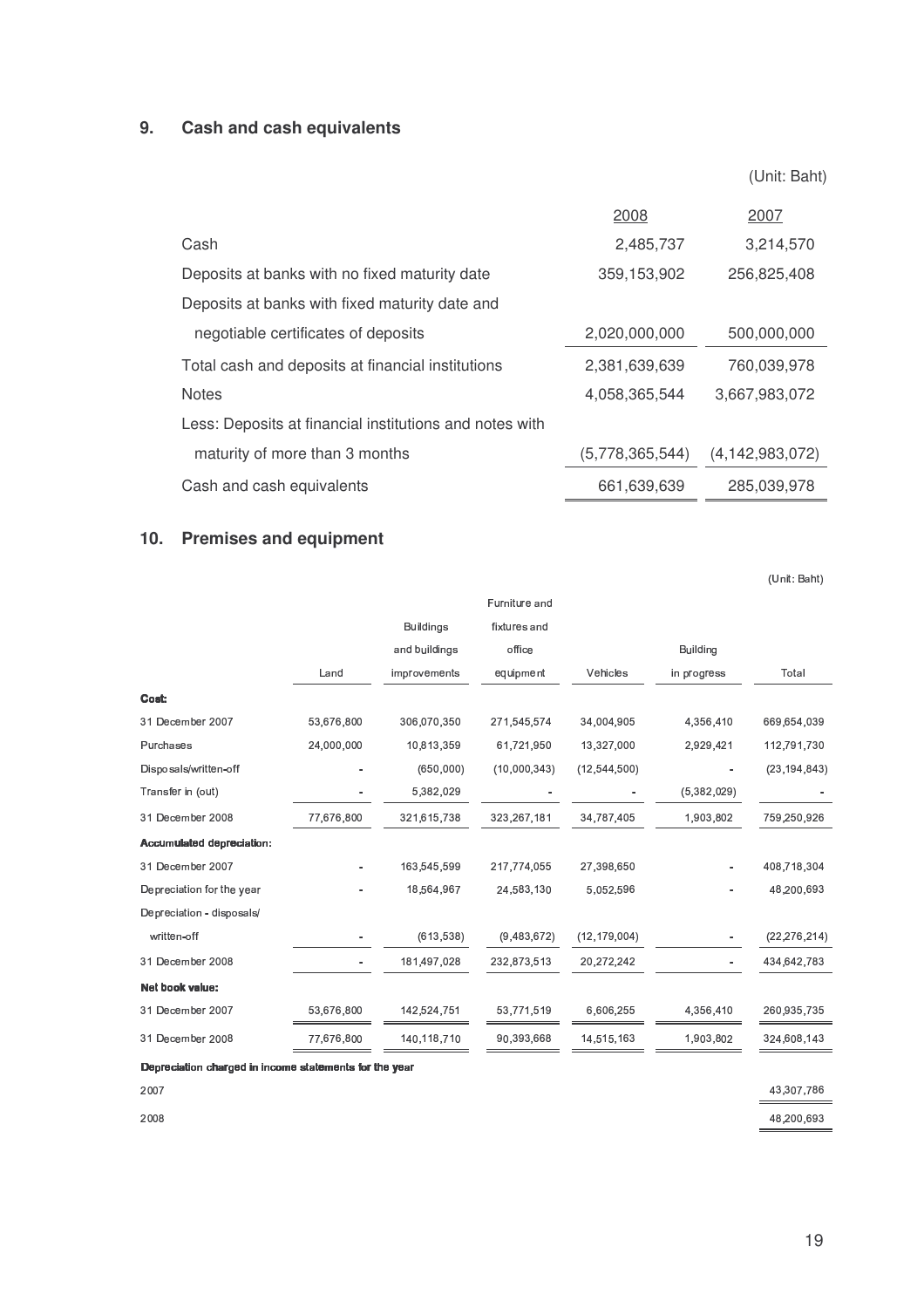## 9. Cash and cash equivalents

(Unit: Baht)

| | 2008 | 2007 |
|---|---|---|
| Cash | 2,485,737 | 3,214,570 |
| Deposits at banks with no fixed maturity date | 359,153,902 | 256,825,408 |
| Deposits at banks with fixed maturity date and negotiable certificates of deposits | 2,020,000,000 | 500,000,000 |
| Total cash and deposits at financial institutions | 2,381,639,639 | 760,039,978 |
| Notes | 4,058,365,544 | 3,667,983,072 |
| Less: Deposits at financial institutions and notes with maturity of more than 3 months | (5,778,365,544) | (4,142,983,072) |
| Cash and cash equivalents | 661,639,639 | 285,039,978 |

## 10. Premises and equipment

(Unit: Baht)

| | Land | Buildings and buildings improvements | Furniture and fixtures and office equipment | Vehicles | Building in progress | Total |
|---|---|---|---|---|---|---|
| **Cost:** | | | | | | |
| 31 December 2007 | 53,676,800 | 306,070,350 | 271,545,574 | 34,004,905 | 4,356,410 | 669,654,039 |
| Purchases | 24,000,000 | 10,813,359 | 61,721,950 | 13,327,000 | 2,929,421 | 112,791,730 |
| Disposals/written-off | - | (650,000) | (10,000,343) | (12,544,500) | - | (23,194,843) |
| Transfer in (out) | - | 5,382,029 | - | - | (5,382,029) | - |
| 31 December 2008 | 77,676,800 | 321,615,738 | 323,267,181 | 34,787,405 | 1,903,802 | 759,250,926 |
| **Accumulated depreciation:** | | | | | | |
| 31 December 2007 | - | 163,545,599 | 217,774,055 | 27,398,650 | - | 408,718,304 |
| Depreciation for the year | - | 18,564,967 | 24,583,130 | 5,052,596 | - | 48,200,693 |
| Depreciation - disposals/ written-off | - | (613,538) | (9,483,672) | (12,179,004) | - | (22,276,214) |
| 31 December 2008 | - | 181,497,028 | 232,873,513 | 20,272,242 | - | 434,642,783 |
| **Net book value:** | | | | | | |
| 31 December 2007 | 53,676,800 | 142,524,751 | 53,771,519 | 6,606,255 | 4,356,410 | 260,935,735 |
| 31 December 2008 | 77,676,800 | 140,118,710 | 90,393,668 | 14,515,163 | 1,903,802 | 324,608,143 |
| **Depreciation charged in income statements for the year** | | | | | | |
| 2007 | | | | | | 43,307,786 |
| 2008 | | | | | | 48,200,693 |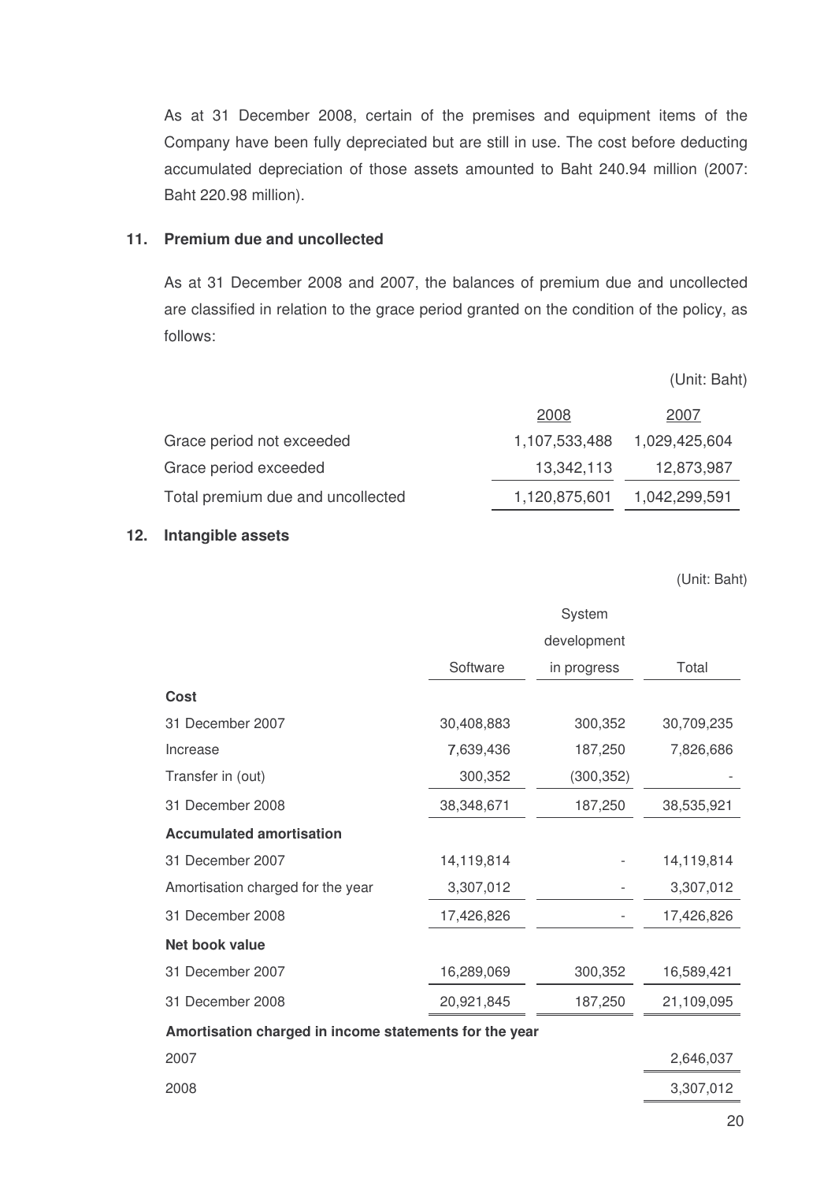As at 31 December 2008, certain of the premises and equipment items of the Company have been fully depreciated but are still in use. The cost before deducting accumulated depreciation of those assets amounted to Baht 240.94 million (2007: Baht 220.98 million).

## 11. Premium due and uncollected

As at 31 December 2008 and 2007, the balances of premium due and uncollected are classified in relation to the grace period granted on the condition of the policy, as follows:

(Unit: Baht)

| | 2008 | 2007 |
|---|---|---|
| Grace period not exceeded | 1,107,533,488 | 1,029,425,604 |
| Grace period exceeded | 13,342,113 | 12,873,987 |
| Total premium due and uncollected | 1,120,875,601 | 1,042,299,591 |

## 12. Intangible assets

(Unit: Baht)

| | Software | System development in progress | Total |
|---|---|---|---|
| **Cost** | | | |
| 31 December 2007 | 30,408,883 | 300,352 | 30,709,235 |
| Increase | 7,639,436 | 187,250 | 7,826,686 |
| Transfer in (out) | 300,352 | (300,352) | - |
| 31 December 2008 | 38,348,671 | 187,250 | 38,535,921 |
| **Accumulated amortisation** | | | |
| 31 December 2007 | 14,119,814 | - | 14,119,814 |
| Amortisation charged for the year | 3,307,012 | - | 3,307,012 |
| 31 December 2008 | 17,426,826 | - | 17,426,826 |
| **Net book value** | | | |
| 31 December 2007 | 16,289,069 | 300,352 | 16,589,421 |
| 31 December 2008 | 20,921,845 | 187,250 | 21,109,095 |
| **Amortisation charged in income statements for the year** | | | |
| 2007 | | | 2,646,037 |
| 2008 | | | 3,307,012 |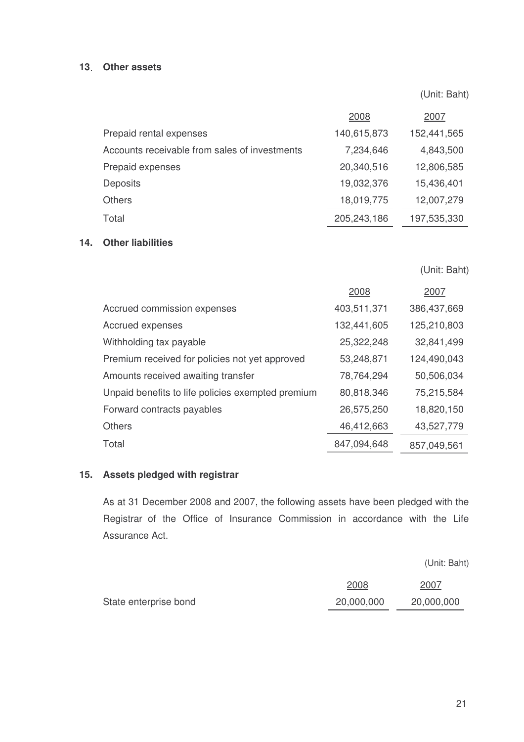## 13. Other assets

(Unit: Baht)

| | 2008 | 2007 |
|---|---|---|
| Prepaid rental expenses | 140,615,873 | 152,441,565 |
| Accounts receivable from sales of investments | 7,234,646 | 4,843,500 |
| Prepaid expenses | 20,340,516 | 12,806,585 |
| Deposits | 19,032,376 | 15,436,401 |
| Others | 18,019,775 | 12,007,279 |
| Total | 205,243,186 | 197,535,330 |

## 14. Other liabilities

(Unit: Baht)

| | 2008 | 2007 |
|---|---|---|
| Accrued commission expenses | 403,511,371 | 386,437,669 |
| Accrued expenses | 132,441,605 | 125,210,803 |
| Withholding tax payable | 25,322,248 | 32,841,499 |
| Premium received for policies not yet approved | 53,248,871 | 124,490,043 |
| Amounts received awaiting transfer | 78,764,294 | 50,506,034 |
| Unpaid benefits to life policies exempted premium | 80,818,346 | 75,215,584 |
| Forward contracts payables | 26,575,250 | 18,820,150 |
| Others | 46,412,663 | 43,527,779 |
| Total | 847,094,648 | 857,049,561 |

## 15. Assets pledged with registrar

As at 31 December 2008 and 2007, the following assets have been pledged with the Registrar of the Office of Insurance Commission in accordance with the Life Assurance Act.

(Unit: Baht)

| | 2008 | 2007 |
|---|---|---|
| State enterprise bond | 20,000,000 | 20,000,000 |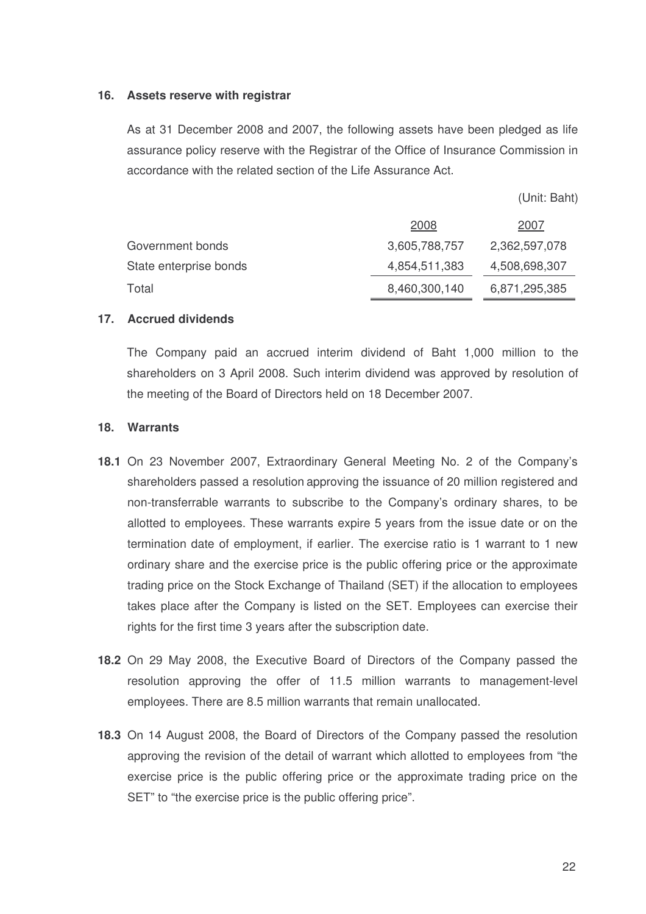## 16. Assets reserve with registrar

As at 31 December 2008 and 2007, the following assets have been pledged as life assurance policy reserve with the Registrar of the Office of Insurance Commission in accordance with the related section of the Life Assurance Act.

(Unit: Baht)

| | 2008 | 2007 |
|---|---|---|
| Government bonds | 3,605,788,757 | 2,362,597,078 |
| State enterprise bonds | 4,854,511,383 | 4,508,698,307 |
| Total | 8,460,300,140 | 6,871,295,385 |

## 17. Accrued dividends

The Company paid an accrued interim dividend of Baht 1,000 million to the shareholders on 3 April 2008. Such interim dividend was approved by resolution of the meeting of the Board of Directors held on 18 December 2007.

## 18. Warrants

**18.1** On 23 November 2007, Extraordinary General Meeting No. 2 of the Company's shareholders passed a resolution approving the issuance of 20 million registered and non-transferrable warrants to subscribe to the Company's ordinary shares, to be allotted to employees. These warrants expire 5 years from the issue date or on the termination date of employment, if earlier. The exercise ratio is 1 warrant to 1 new ordinary share and the exercise price is the public offering price or the approximate trading price on the Stock Exchange of Thailand (SET) if the allocation to employees takes place after the Company is listed on the SET. Employees can exercise their rights for the first time 3 years after the subscription date.

**18.2** On 29 May 2008, the Executive Board of Directors of the Company passed the resolution approving the offer of 11.5 million warrants to management-level employees. There are 8.5 million warrants that remain unallocated.

**18.3** On 14 August 2008, the Board of Directors of the Company passed the resolution approving the revision of the detail of warrant which allotted to employees from "the exercise price is the public offering price or the approximate trading price on the SET" to "the exercise price is the public offering price".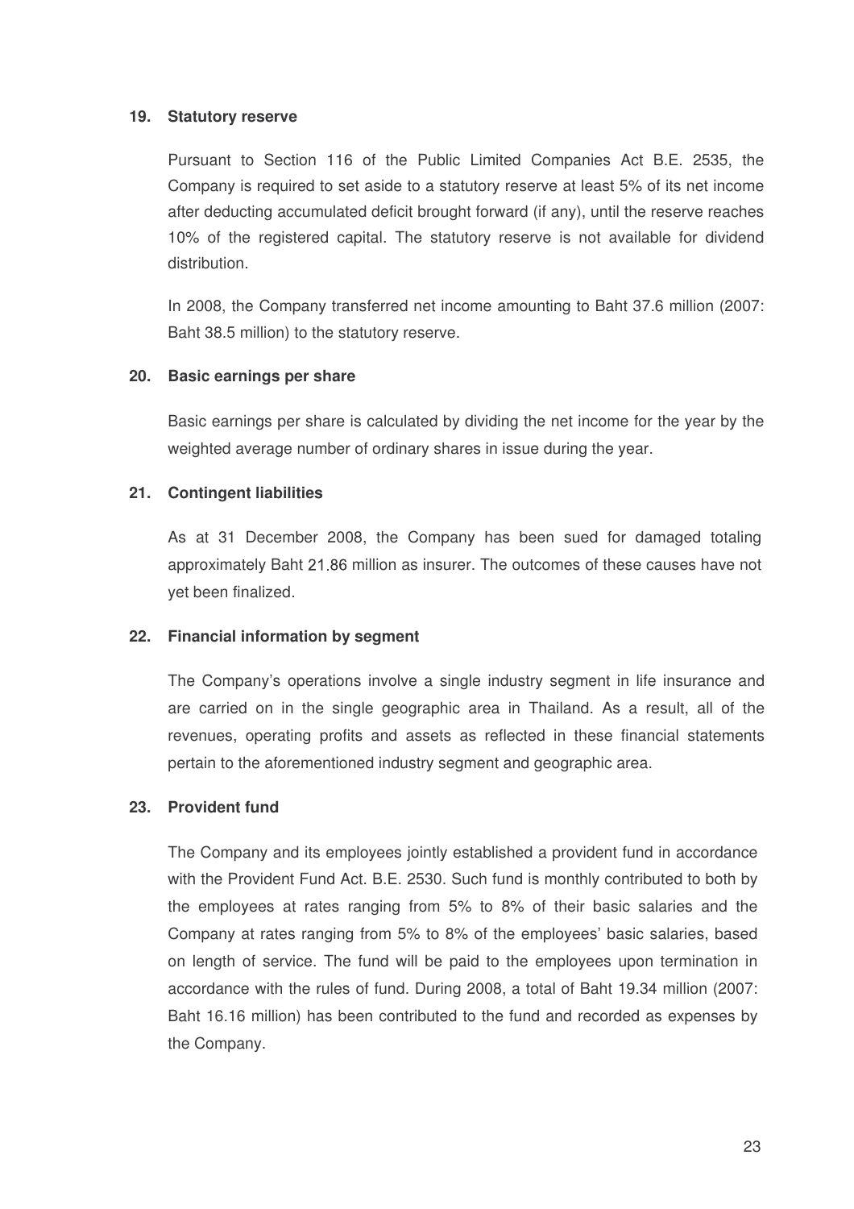## 19. Statutory reserve

Pursuant to Section 116 of the Public Limited Companies Act B.E. 2535, the Company is required to set aside to a statutory reserve at least 5% of its net income after deducting accumulated deficit brought forward (if any), until the reserve reaches 10% of the registered capital. The statutory reserve is not available for dividend distribution.

In 2008, the Company transferred net income amounting to Baht 37.6 million (2007: Baht 38.5 million) to the statutory reserve.

## 20. Basic earnings per share

Basic earnings per share is calculated by dividing the net income for the year by the weighted average number of ordinary shares in issue during the year.

## 21. Contingent liabilities

As at 31 December 2008, the Company has been sued for damaged totaling approximately Baht 21.86 million as insurer. The outcomes of these causes have not yet been finalized.

## 22. Financial information by segment

The Company's operations involve a single industry segment in life insurance and are carried on in the single geographic area in Thailand. As a result, all of the revenues, operating profits and assets as reflected in these financial statements pertain to the aforementioned industry segment and geographic area.

## 23. Provident fund

The Company and its employees jointly established a provident fund in accordance with the Provident Fund Act. B.E. 2530. Such fund is monthly contributed to both by the employees at rates ranging from 5% to 8% of their basic salaries and the Company at rates ranging from 5% to 8% of the employees' basic salaries, based on length of service. The fund will be paid to the employees upon termination in accordance with the rules of fund. During 2008, a total of Baht 19.34 million (2007: Baht 16.16 million) has been contributed to the fund and recorded as expenses by the Company.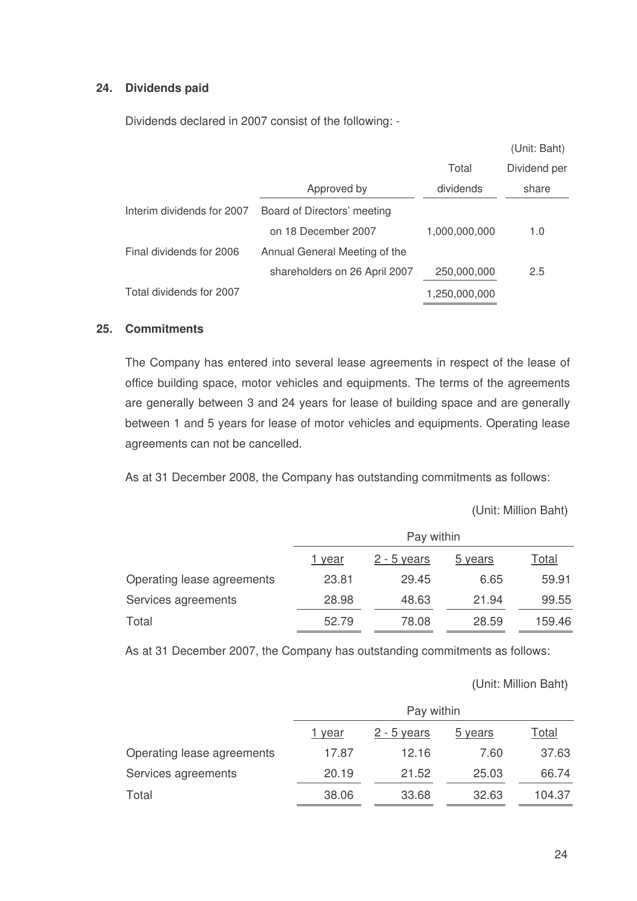## 24. Dividends paid

Dividends declared in 2007 consist of the following: -

(Unit: Baht)

| | Approved by | Total dividends | Dividend per share |
|---|---|---|---|
| Interim dividends for 2007 | Board of Directors' meeting on 18 December 2007 | 1,000,000,000 | 1.0 |
| Final dividends for 2006 | Annual General Meeting of the shareholders on 26 April 2007 | 250,000,000 | 2.5 |
| Total dividends for 2007 | | 1,250,000,000 | |

## 25. Commitments

The Company has entered into several lease agreements in respect of the lease of office building space, motor vehicles and equipments. The terms of the agreements are generally between 3 and 24 years for lease of building space and are generally between 1 and 5 years for lease of motor vehicles and equipments. Operating lease agreements can not be cancelled.

As at 31 December 2008, the Company has outstanding commitments as follows:

(Unit: Million Baht)

| | Pay within | | | |
|---|---|---|---|---|
| | 1 year | 2 - 5 years | 5 years | Total |
| Operating lease agreements | 23.81 | 29.45 | 6.65 | 59.91 |
| Services agreements | 28.98 | 48.63 | 21.94 | 99.55 |
| Total | 52.79 | 78.08 | 28.59 | 159.46 |

As at 31 December 2007, the Company has outstanding commitments as follows:

(Unit: Million Baht)

| | Pay within | | | |
|---|---|---|---|---|
| | 1 year | 2 - 5 years | 5 years | Total |
| Operating lease agreements | 17.87 | 12.16 | 7.60 | 37.63 |
| Services agreements | 20.19 | 21.52 | 25.03 | 66.74 |
| Total | 38.06 | 33.68 | 32.63 | 104.37 |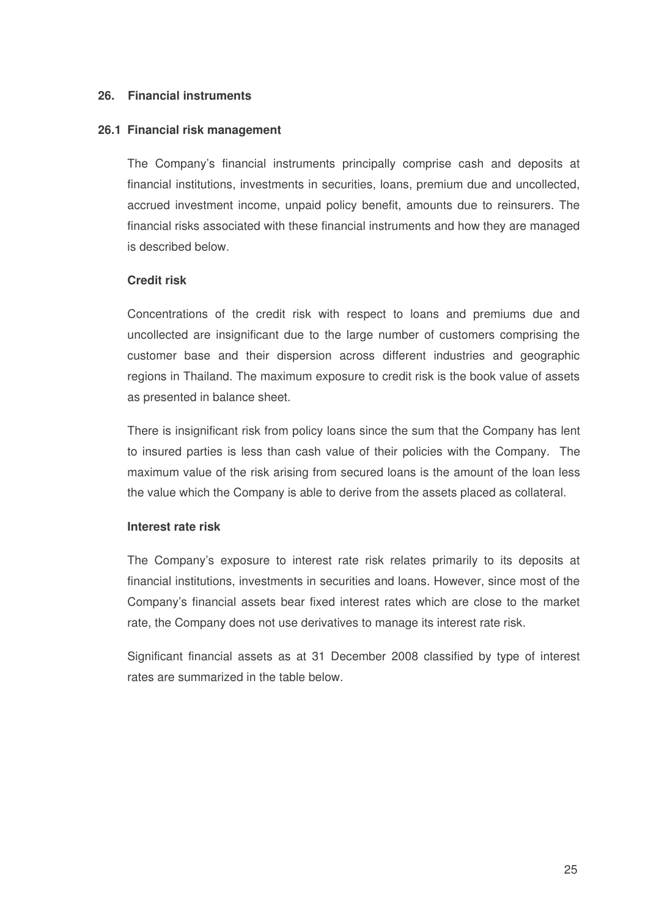## 26. Financial instruments

### 26.1 Financial risk management

The Company's financial instruments principally comprise cash and deposits at financial institutions, investments in securities, loans, premium due and uncollected, accrued investment income, unpaid policy benefit, amounts due to reinsurers. The financial risks associated with these financial instruments and how they are managed is described below.

**Credit risk**

Concentrations of the credit risk with respect to loans and premiums due and uncollected are insignificant due to the large number of customers comprising the customer base and their dispersion across different industries and geographic regions in Thailand. The maximum exposure to credit risk is the book value of assets as presented in balance sheet.

There is insignificant risk from policy loans since the sum that the Company has lent to insured parties is less than cash value of their policies with the Company. The maximum value of the risk arising from secured loans is the amount of the loan less the value which the Company is able to derive from the assets placed as collateral.

**Interest rate risk**

The Company's exposure to interest rate risk relates primarily to its deposits at financial institutions, investments in securities and loans. However, since most of the Company's financial assets bear fixed interest rates which are close to the market rate, the Company does not use derivatives to manage its interest rate risk.

Significant financial assets as at 31 December 2008 classified by type of interest rates are summarized in the table below.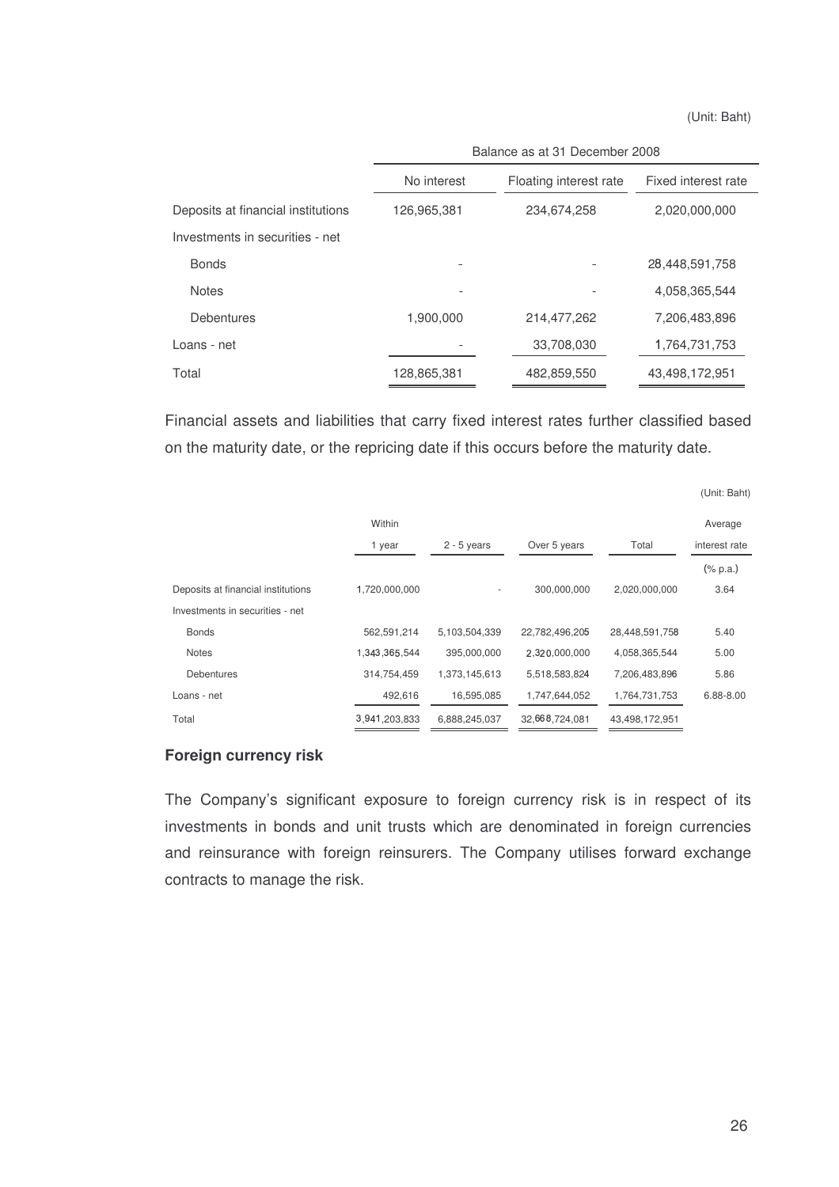(Unit: Baht)

| | Balance as at 31 December 2008 | | |
|---|---|---|---|
| | No interest | Floating interest rate | Fixed interest rate |
| Deposits at financial institutions | 126,965,381 | 234,674,258 | 2,020,000,000 |
| Investments in securities - net | | | |
| Bonds | - | - | 28,448,591,758 |
| Notes | - | - | 4,058,365,544 |
| Debentures | 1,900,000 | 214,477,262 | 7,206,483,896 |
| Loans - net | - | 33,708,030 | 1,764,731,753 |
| Total | 128,865,381 | 482,859,550 | 43,498,172,951 |

Financial assets and liabilities that carry fixed interest rates further classified based on the maturity date, or the repricing date if this occurs before the maturity date.

(Unit: Baht)

| | Within 1 year | 2 - 5 years | Over 5 years | Total | Average interest rate |
|---|---|---|---|---|---|
| | | | | | (% p.a.) |
| Deposits at financial institutions | 1,720,000,000 | - | 300,000,000 | 2,020,000,000 | 3.64 |
| Investments in securities - net | | | | | |
| Bonds | 562,591,214 | 5,103,504,339 | 22,782,496,205 | 28,448,591,758 | 5.40 |
| Notes | 1,343,365,544 | 395,000,000 | 2,320,000,000 | 4,058,365,544 | 5.00 |
| Debentures | 314,754,459 | 1,373,145,613 | 5,518,583,824 | 7,206,483,896 | 5.86 |
| Loans - net | 492,616 | 16,595,085 | 1,747,644,052 | 1,764,731,753 | 6.88-8.00 |
| Total | 3,941,203,833 | 6,888,245,037 | 32,668,724,081 | 43,498,172,951 | |

**Foreign currency risk**

The Company's significant exposure to foreign currency risk is in respect of its investments in bonds and unit trusts which are denominated in foreign currencies and reinsurance with foreign reinsurers. The Company utilises forward exchange contracts to manage the risk.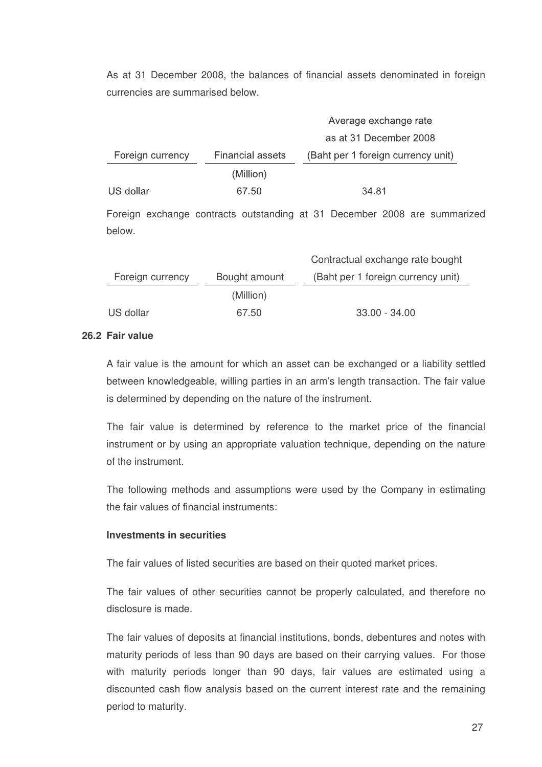As at 31 December 2008, the balances of financial assets denominated in foreign currencies are summarised below.

| Foreign currency | Financial assets | Average exchange rate as at 31 December 2008 (Baht per 1 foreign currency unit) |
|---|---|---|
| | (Million) | |
| US dollar | 67.50 | 34.81 |

Foreign exchange contracts outstanding at 31 December 2008 are summarized below.

| Foreign currency | Bought amount | Contractual exchange rate bought (Baht per 1 foreign currency unit) |
|---|---|---|
| | (Million) | |
| US dollar | 67.50 | 33.00 - 34.00 |

### 26.2 Fair value

A fair value is the amount for which an asset can be exchanged or a liability settled between knowledgeable, willing parties in an arm's length transaction. The fair value is determined by depending on the nature of the instrument.

The fair value is determined by reference to the market price of the financial instrument or by using an appropriate valuation technique, depending on the nature of the instrument.

The following methods and assumptions were used by the Company in estimating the fair values of financial instruments:

**Investments in securities**

The fair values of listed securities are based on their quoted market prices.

The fair values of other securities cannot be properly calculated, and therefore no disclosure is made.

The fair values of deposits at financial institutions, bonds, debentures and notes with maturity periods of less than 90 days are based on their carrying values. For those with maturity periods longer than 90 days, fair values are estimated using a discounted cash flow analysis based on the current interest rate and the remaining period to maturity.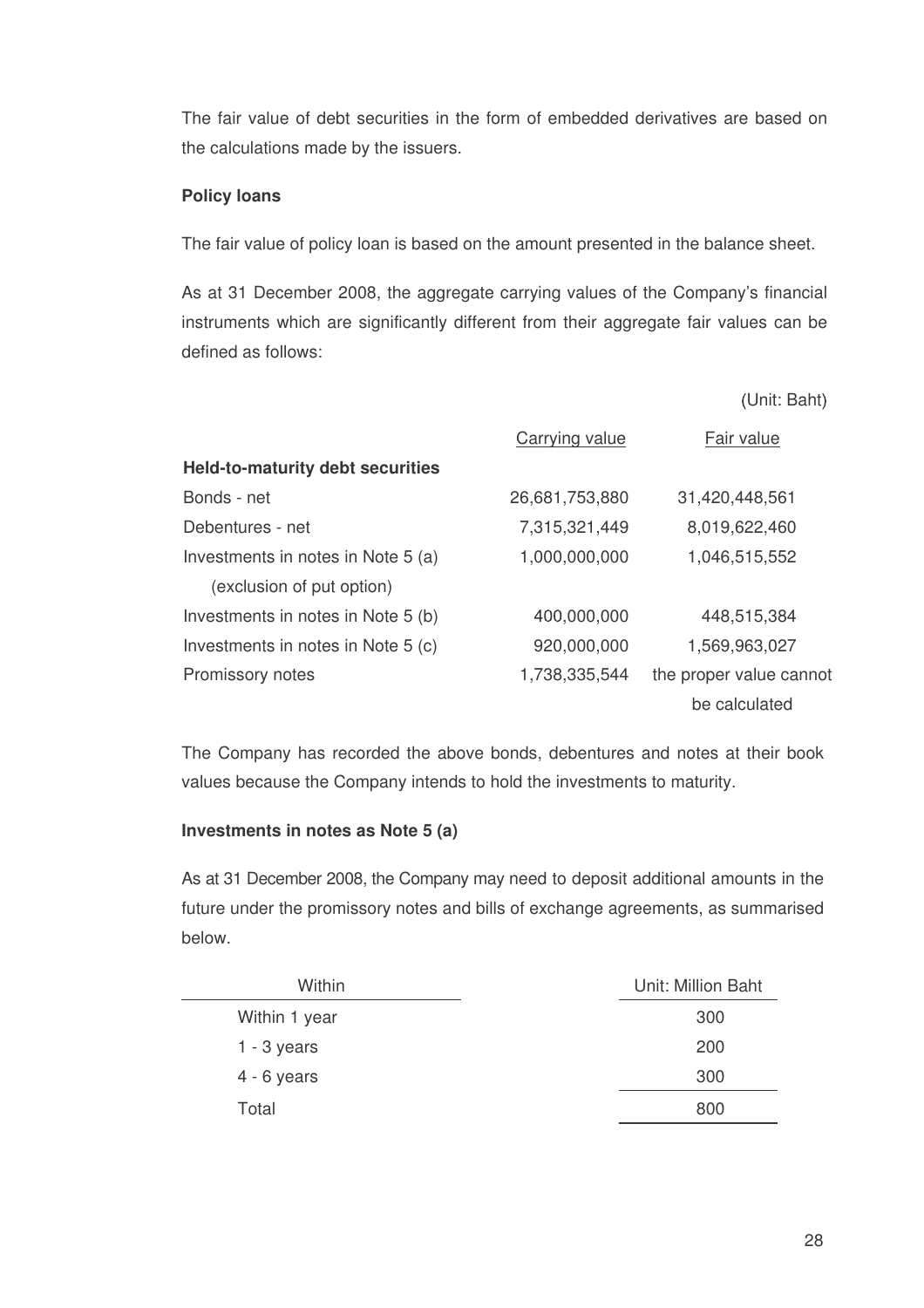The fair value of debt securities in the form of embedded derivatives are based on the calculations made by the issuers.

**Policy loans**

The fair value of policy loan is based on the amount presented in the balance sheet.

As at 31 December 2008, the aggregate carrying values of the Company's financial instruments which are significantly different from their aggregate fair values can be defined as follows:

(Unit: Baht)

| | Carrying value | Fair value |
|---|---|---|
| **Held-to-maturity debt securities** | | |
| Bonds - net | 26,681,753,880 | 31,420,448,561 |
| Debentures - net | 7,315,321,449 | 8,019,622,460 |
| Investments in notes in Note 5 (a) (exclusion of put option) | 1,000,000,000 | 1,046,515,552 |
| Investments in notes in Note 5 (b) | 400,000,000 | 448,515,384 |
| Investments in notes in Note 5 (c) | 920,000,000 | 1,569,963,027 |
| Promissory notes | 1,738,335,544 | the proper value cannot be calculated |

The Company has recorded the above bonds, debentures and notes at their book values because the Company intends to hold the investments to maturity.

**Investments in notes as Note 5 (a)**

As at 31 December 2008, the Company may need to deposit additional amounts in the future under the promissory notes and bills of exchange agreements, as summarised below.

| Within | Unit: Million Baht |
|---|---|
| Within 1 year | 300 |
| 1 - 3 years | 200 |
| 4 - 6 years | 300 |
| Total | 800 |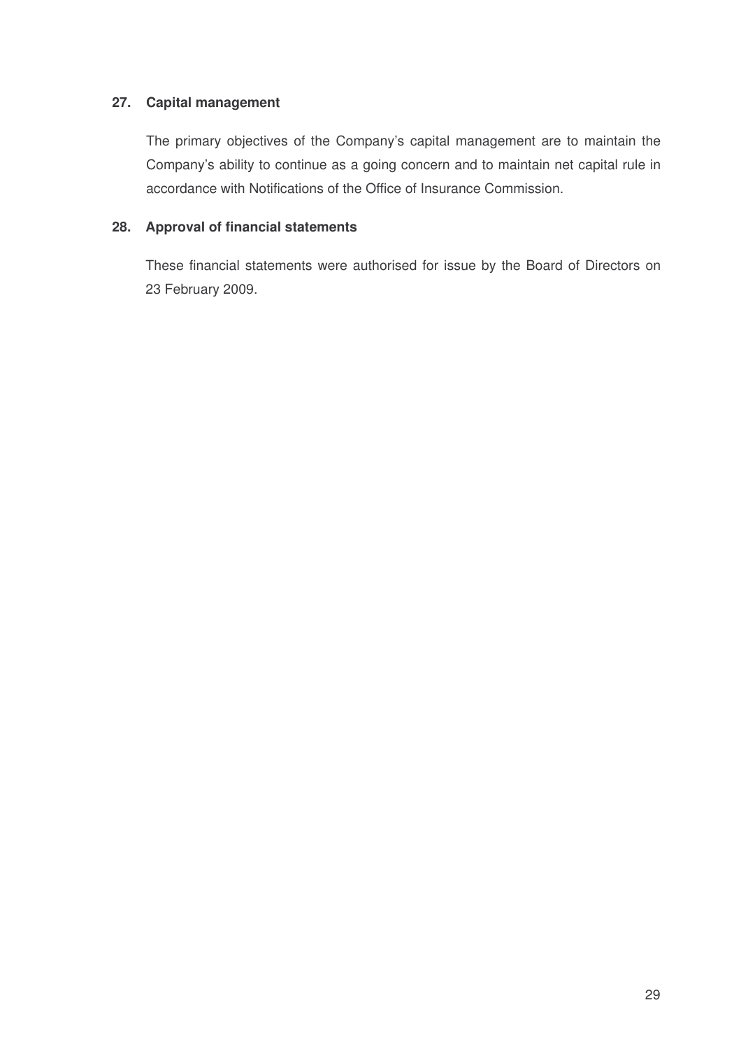## 27. Capital management

The primary objectives of the Company's capital management are to maintain the Company's ability to continue as a going concern and to maintain net capital rule in accordance with Notifications of the Office of Insurance Commission.

## 28. Approval of financial statements

These financial statements were authorised for issue by the Board of Directors on 23 February 2009.